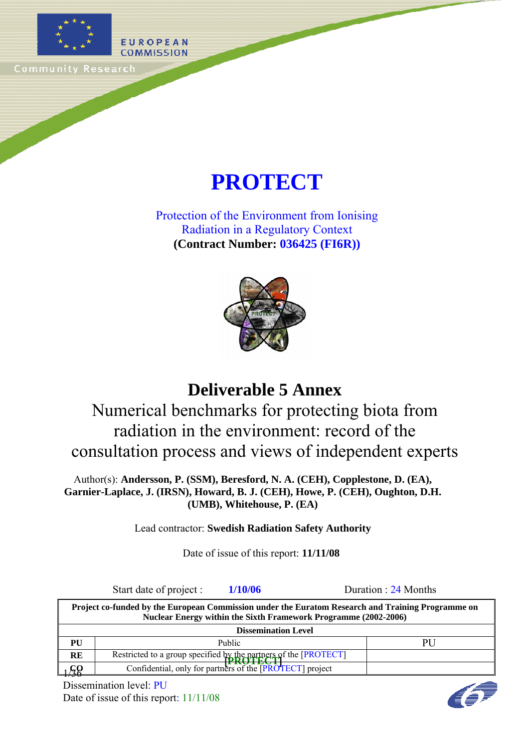EUROPEAN COMMISSION

Community Research

# PROTECT

Protection of the Environment from Ionising Radiation in a Regulatory Context

**(Contract Number: 036425 (FI6R))**

## Deliverable 5 Annex

Numerical benchmarks for protecting biota from radiation in the environment: record of the consultation process and views of independent experts

Author(s): **Andersson, P. (SSM), Beresford, N. A. (CEH), Copplestone, D. (EA), Garnier-Laplace, J. (IRSN), Howard, B. J. (CEH), Howe, P. (CEH), Oughton, D.H. (UMB), Whitehouse, P. (EA)**

Lead contractor: **Swedish Radiation Safety Authority**

Date of issue of this report: **11/11/08**

Start date of project : **1/10/06** Duration : 24 Months

| Project co-funded by the European Commission under the Euratom Research and Training Programme on Nuclear Energy within the Sixth Framework Programme (2002-2006) | | |
|---|---|---|
| **Dissemination Level** | | |
| **PU** | Public | PU |
| **RE** | Restricted to a group specified by the partners of the [PROTECT] | |
| **CO** | Confidential, only for partners of the [PROTECT] project | |

Dissemination level: PU

Date of issue of this report: 11/11/08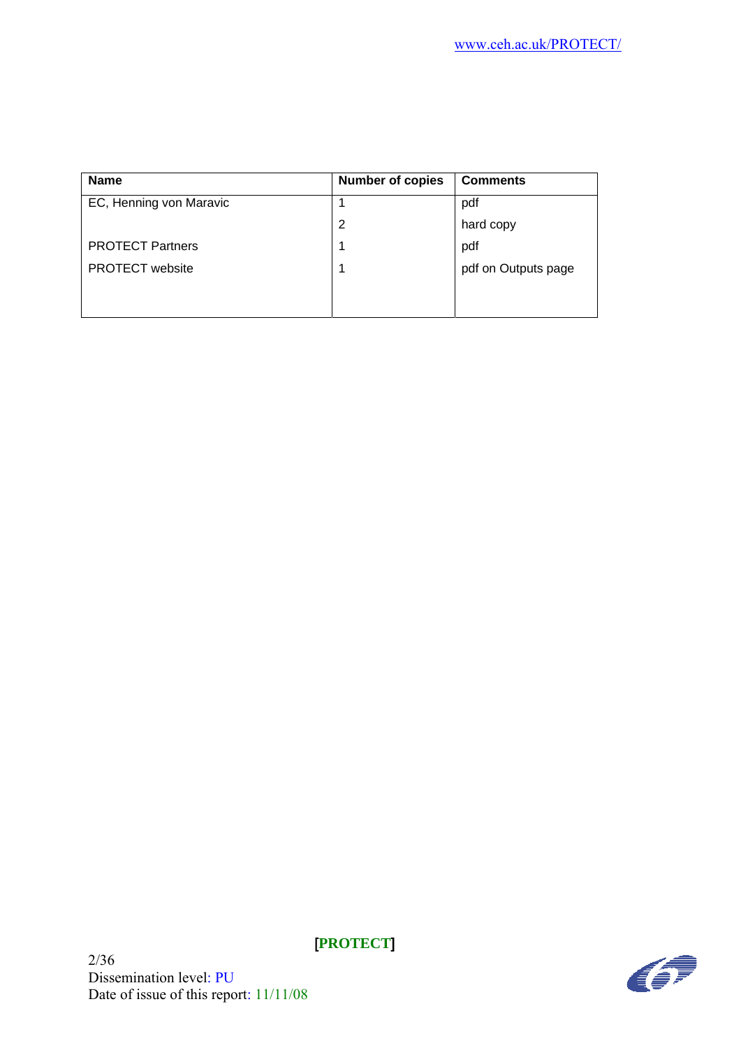| Name | Number of copies | Comments |
|---|---|---|
| EC, Henning von Maravic | 1 | pdf |
| | 2 | hard copy |
| PROTECT Partners | 1 | pdf |
| PROTECT website | 1 | pdf on Outputs page |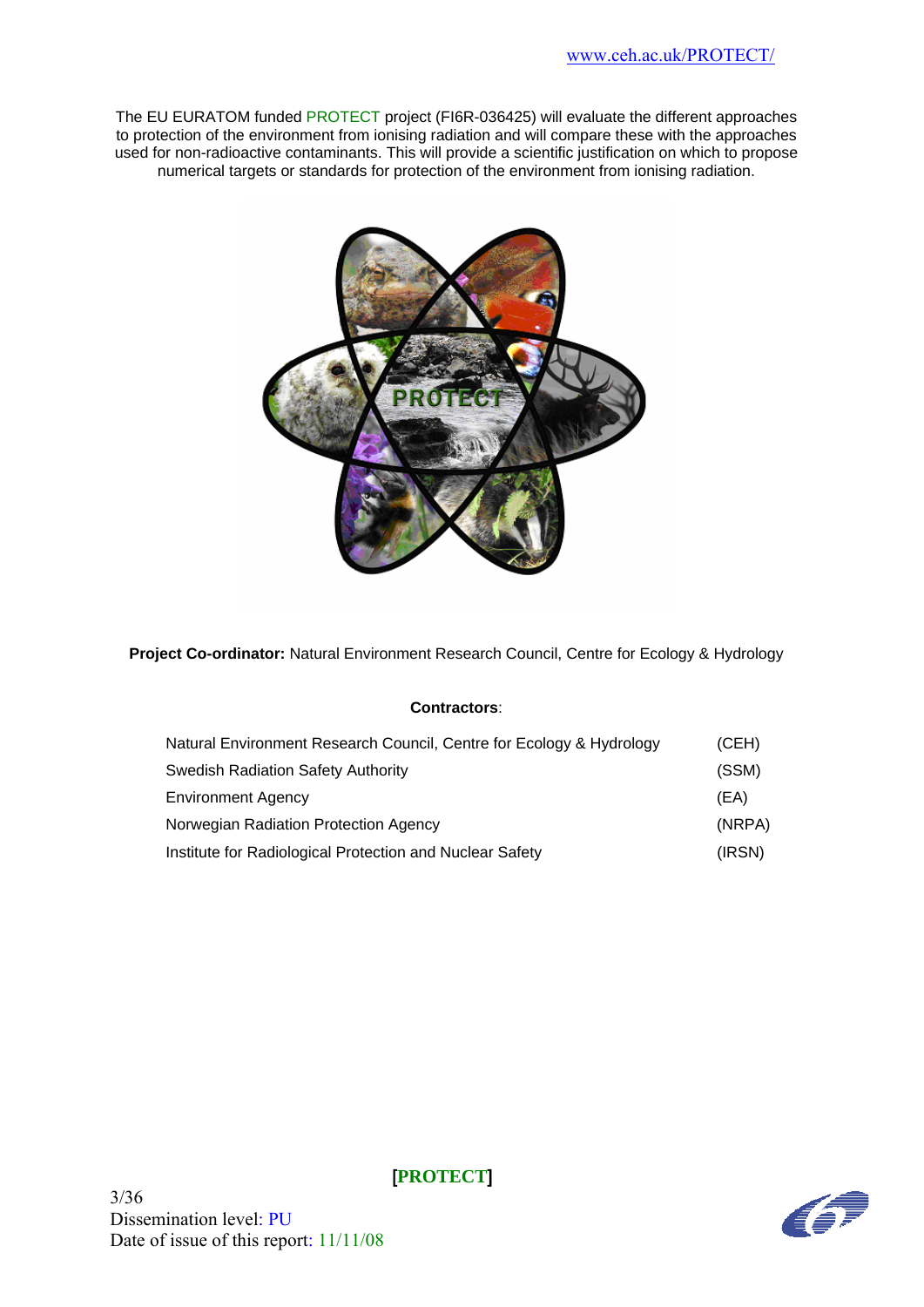www.ceh.ac.uk/PROTECT/

The EU EURATOM funded PROTECT project (FI6R-036425) will evaluate the different approaches to protection of the environment from ionising radiation and will compare these with the approaches used for non-radioactive contaminants. This will provide a scientific justification on which to propose numerical targets or standards for protection of the environment from ionising radiation.

**Project Co-ordinator:** Natural Environment Research Council, Centre for Ecology & Hydrology

**Contractors**:

| | |
|---|---|
| Natural Environment Research Council, Centre for Ecology & Hydrology | (CEH) |
| Swedish Radiation Safety Authority | (SSM) |
| Environment Agency | (EA) |
| Norwegian Radiation Protection Agency | (NRPA) |
| Institute for Radiological Protection and Nuclear Safety | (IRSN) |

Dissemination level: PU
Date of issue of this report: 11/11/08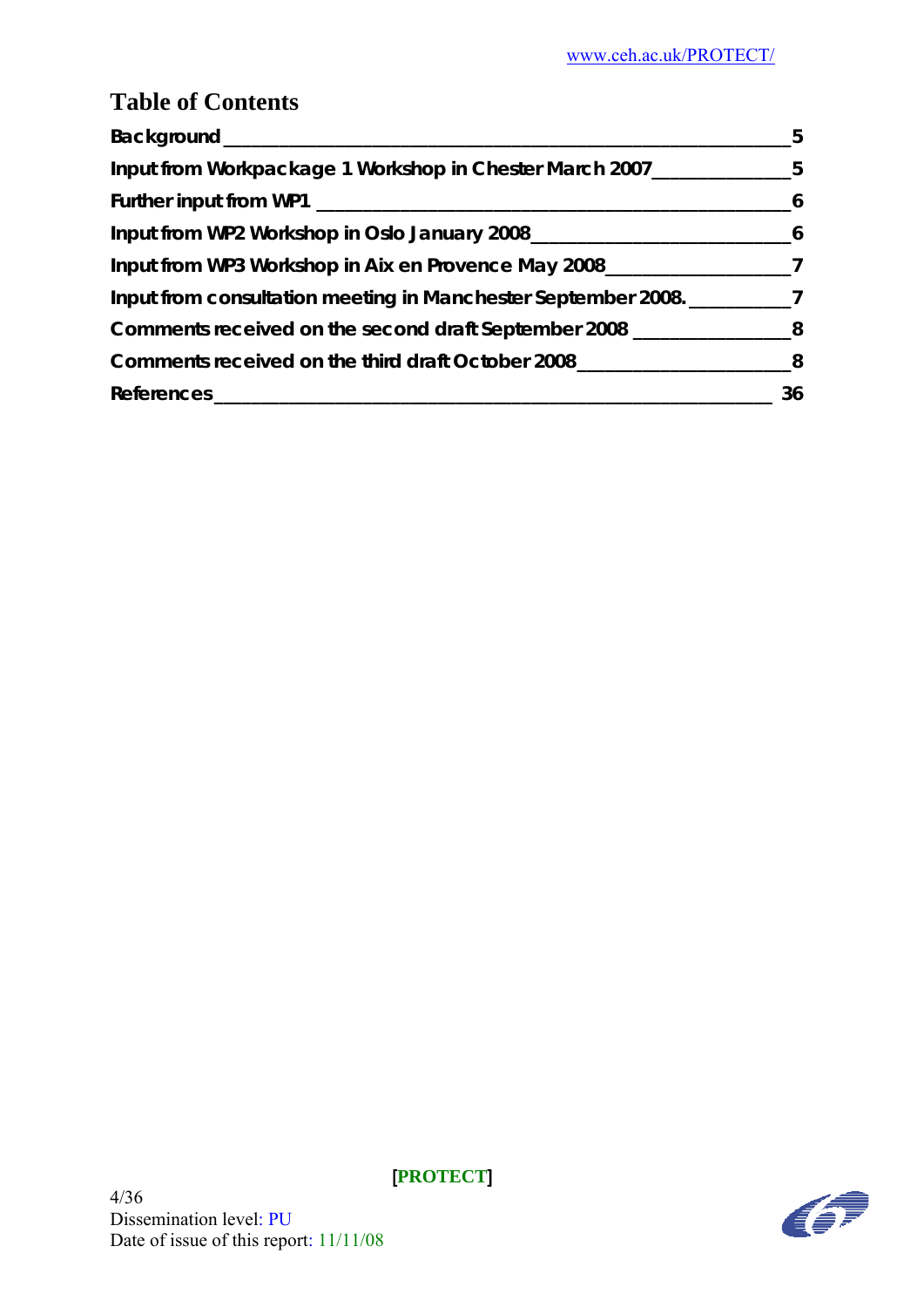# Table of Contents

Background 5

Input from Workpackage 1 Workshop in Chester March 2007 5

Further input from WP1 6

Input from WP2 Workshop in Oslo January 2008 6

Input from WP3 Workshop in Aix en Provence May 2008 7

Input from consultation meeting in Manchester September 2008. 7

Comments received on the second draft September 2008 8

Comments received on the third draft October 2008 8

References 36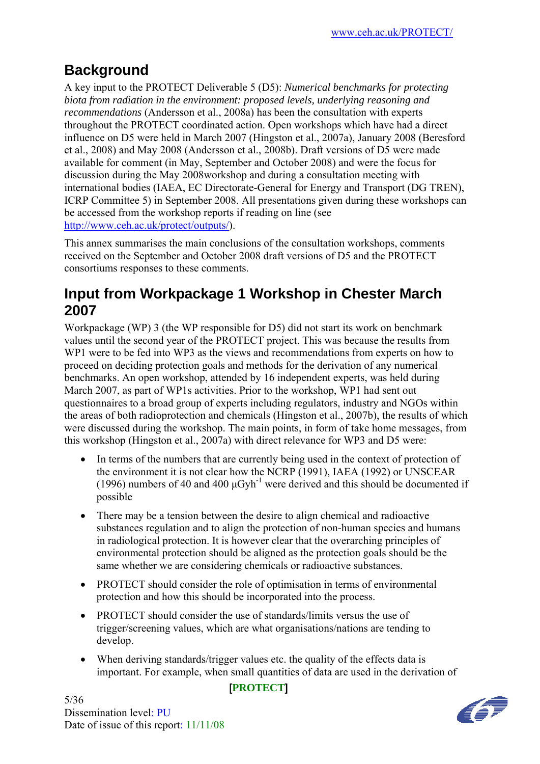## Background

A key input to the PROTECT Deliverable 5 (D5): *Numerical benchmarks for protecting biota from radiation in the environment: proposed levels, underlying reasoning and recommendations* (Andersson et al., 2008a) has been the consultation with experts throughout the PROTECT coordinated action. Open workshops which have had a direct influence on D5 were held in March 2007 (Hingston et al., 2007a), January 2008 (Beresford et al., 2008) and May 2008 (Andersson et al., 2008b). Draft versions of D5 were made available for comment (in May, September and October 2008) and were the focus for discussion during the May 2008workshop and during a consultation meeting with international bodies (IAEA, EC Directorate-General for Energy and Transport (DG TREN), ICRP Committee 5) in September 2008. All presentations given during these workshops can be accessed from the workshop reports if reading on line (see http://www.ceh.ac.uk/protect/outputs/).

This annex summarises the main conclusions of the consultation workshops, comments received on the September and October 2008 draft versions of D5 and the PROTECT consortiums responses to these comments.

## Input from Workpackage 1 Workshop in Chester March 2007

Workpackage (WP) 3 (the WP responsible for D5) did not start its work on benchmark values until the second year of the PROTECT project. This was because the results from WP1 were to be fed into WP3 as the views and recommendations from experts on how to proceed on deciding protection goals and methods for the derivation of any numerical benchmarks. An open workshop, attended by 16 independent experts, was held during March 2007, as part of WP1s activities. Prior to the workshop, WP1 had sent out questionnaires to a broad group of experts including regulators, industry and NGOs within the areas of both radioprotection and chemicals (Hingston et al., 2007b), the results of which were discussed during the workshop. The main points, in form of take home messages, from this workshop (Hingston et al., 2007a) with direct relevance for WP3 and D5 were:

- In terms of the numbers that are currently being used in the context of protection of the environment it is not clear how the NCRP (1991), IAEA (1992) or UNSCEAR (1996) numbers of 40 and 400 $\mu Gyh^{-1}$ were derived and this should be documented if possible
- There may be a tension between the desire to align chemical and radioactive substances regulation and to align the protection of non-human species and humans in radiological protection. It is however clear that the overarching principles of environmental protection should be aligned as the protection goals should be the same whether we are considering chemicals or radioactive substances.
- PROTECT should consider the role of optimisation in terms of environmental protection and how this should be incorporated into the process.
- PROTECT should consider the use of standards/limits versus the use of trigger/screening values, which are what organisations/nations are tending to develop.
- When deriving standards/trigger values etc. the quality of the effects data is important. For example, when small quantities of data are used in the derivation of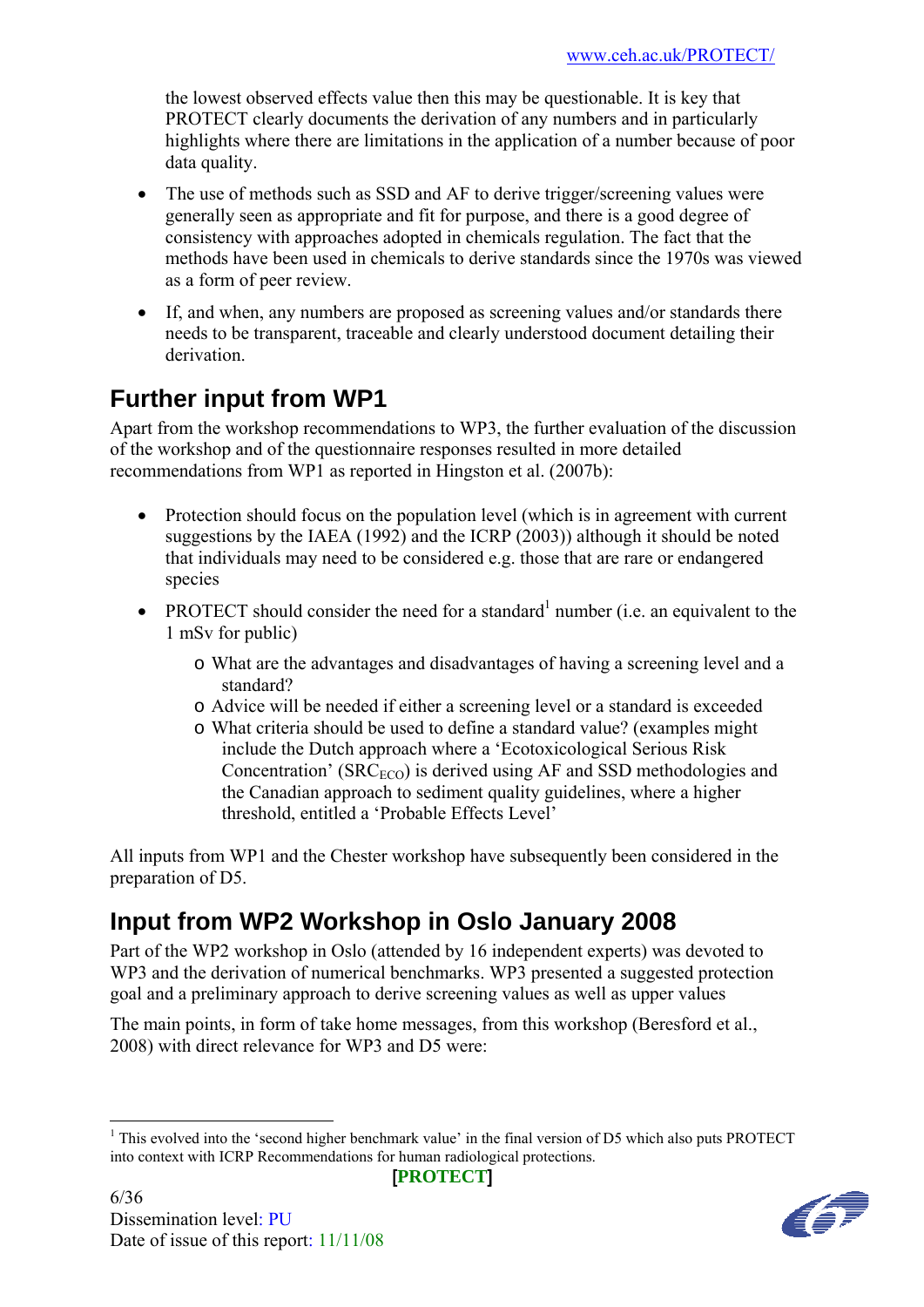the lowest observed effects value then this may be questionable. It is key that PROTECT clearly documents the derivation of any numbers and in particularly highlights where there are limitations in the application of a number because of poor data quality.

- The use of methods such as SSD and AF to derive trigger/screening values were generally seen as appropriate and fit for purpose, and there is a good degree of consistency with approaches adopted in chemicals regulation. The fact that the methods have been used in chemicals to derive standards since the 1970s was viewed as a form of peer review.
- If, and when, any numbers are proposed as screening values and/or standards there needs to be transparent, traceable and clearly understood document detailing their derivation.

## Further input from WP1

Apart from the workshop recommendations to WP3, the further evaluation of the discussion of the workshop and of the questionnaire responses resulted in more detailed recommendations from WP1 as reported in Hingston et al. (2007b):

- Protection should focus on the population level (which is in agreement with current suggestions by the IAEA (1992) and the ICRP (2003)) although it should be noted that individuals may need to be considered e.g. those that are rare or endangered species
- PROTECT should consider the need for a standard[1] number (i.e. an equivalent to the 1 mSv for public)
  - What are the advantages and disadvantages of having a screening level and a standard?
  - Advice will be needed if either a screening level or a standard is exceeded
  - What criteria should be used to define a standard value? (examples might include the Dutch approach where a 'Ecotoxicological Serious Risk Concentration' ($SRC_{ECO}$) is derived using AF and SSD methodologies and the Canadian approach to sediment quality guidelines, where a higher threshold, entitled a 'Probable Effects Level'

All inputs from WP1 and the Chester workshop have subsequently been considered in the preparation of D5.

## Input from WP2 Workshop in Oslo January 2008

Part of the WP2 workshop in Oslo (attended by 16 independent experts) was devoted to WP3 and the derivation of numerical benchmarks. WP3 presented a suggested protection goal and a preliminary approach to derive screening values as well as upper values

The main points, in form of take home messages, from this workshop (Beresford et al., 2008) with direct relevance for WP3 and D5 were:

[1] This evolved into the 'second higher benchmark value' in the final version of D5 which also puts PROTECT into context with ICRP Recommendations for human radiological protections.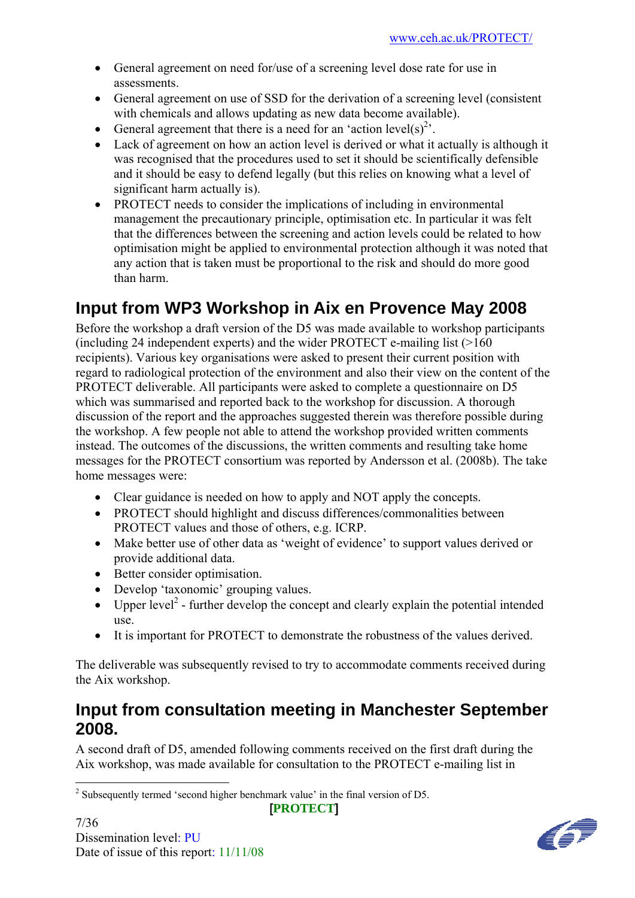- General agreement on need for/use of a screening level dose rate for use in assessments.
- General agreement on use of SSD for the derivation of a screening level (consistent with chemicals and allows updating as new data become available).
- General agreement that there is a need for an 'action level(s)[2]'.
- Lack of agreement on how an action level is derived or what it actually is although it was recognised that the procedures used to set it should be scientifically defensible and it should be easy to defend legally (but this relies on knowing what a level of significant harm actually is).
- PROTECT needs to consider the implications of including in environmental management the precautionary principle, optimisation etc. In particular it was felt that the differences between the screening and action levels could be related to how optimisation might be applied to environmental protection although it was noted that any action that is taken must be proportional to the risk and should do more good than harm.

## Input from WP3 Workshop in Aix en Provence May 2008

Before the workshop a draft version of the D5 was made available to workshop participants (including 24 independent experts) and the wider PROTECT e-mailing list (>160 recipients). Various key organisations were asked to present their current position with regard to radiological protection of the environment and also their view on the content of the PROTECT deliverable. All participants were asked to complete a questionnaire on D5 which was summarised and reported back to the workshop for discussion. A thorough discussion of the report and the approaches suggested therein was therefore possible during the workshop. A few people not able to attend the workshop provided written comments instead. The outcomes of the discussions, the written comments and resulting take home messages for the PROTECT consortium was reported by Andersson et al. (2008b). The take home messages were:

- Clear guidance is needed on how to apply and NOT apply the concepts.
- PROTECT should highlight and discuss differences/commonalities between PROTECT values and those of others, e.g. ICRP.
- Make better use of other data as 'weight of evidence' to support values derived or provide additional data.
- Better consider optimisation.
- Develop 'taxonomic' grouping values.
- Upper level[2] - further develop the concept and clearly explain the potential intended use.
- It is important for PROTECT to demonstrate the robustness of the values derived.

The deliverable was subsequently revised to try to accommodate comments received during the Aix workshop.

## Input from consultation meeting in Manchester September 2008.

A second draft of D5, amended following comments received on the first draft during the Aix workshop, was made available for consultation to the PROTECT e-mailing list in

[2] Subsequently termed 'second higher benchmark value' in the final version of D5.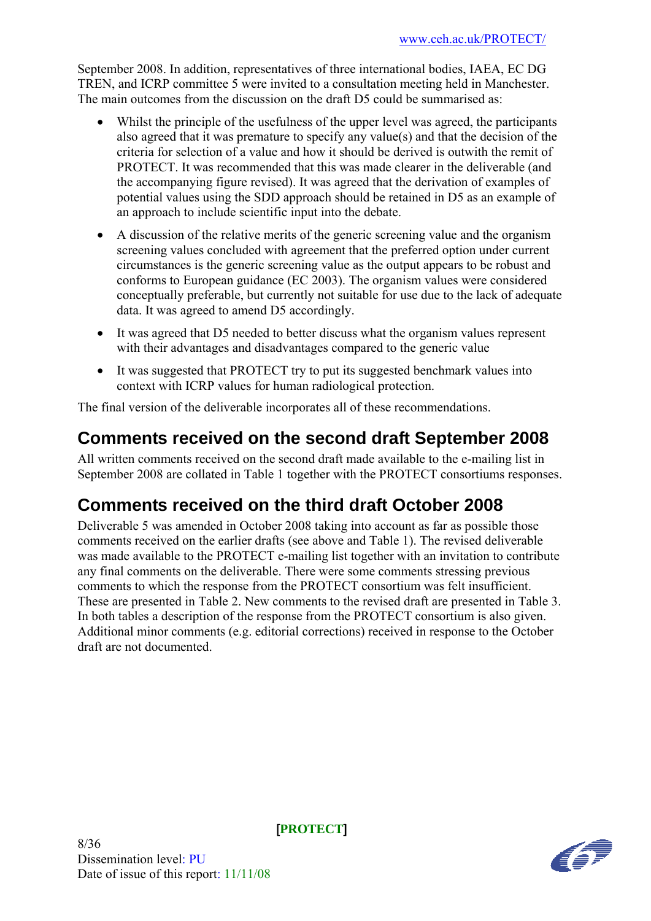September 2008. In addition, representatives of three international bodies, IAEA, EC DG TREN, and ICRP committee 5 were invited to a consultation meeting held in Manchester. The main outcomes from the discussion on the draft D5 could be summarised as:

- Whilst the principle of the usefulness of the upper level was agreed, the participants also agreed that it was premature to specify any value(s) and that the decision of the criteria for selection of a value and how it should be derived is outwith the remit of PROTECT. It was recommended that this was made clearer in the deliverable (and the accompanying figure revised). It was agreed that the derivation of examples of potential values using the SDD approach should be retained in D5 as an example of an approach to include scientific input into the debate.
- A discussion of the relative merits of the generic screening value and the organism screening values concluded with agreement that the preferred option under current circumstances is the generic screening value as the output appears to be robust and conforms to European guidance (EC 2003). The organism values were considered conceptually preferable, but currently not suitable for use due to the lack of adequate data. It was agreed to amend D5 accordingly.
- It was agreed that D5 needed to better discuss what the organism values represent with their advantages and disadvantages compared to the generic value
- It was suggested that PROTECT try to put its suggested benchmark values into context with ICRP values for human radiological protection.

The final version of the deliverable incorporates all of these recommendations.

## Comments received on the second draft September 2008

All written comments received on the second draft made available to the e-mailing list in September 2008 are collated in Table 1 together with the PROTECT consortiums responses.

## Comments received on the third draft October 2008

Deliverable 5 was amended in October 2008 taking into account as far as possible those comments received on the earlier drafts (see above and Table 1). The revised deliverable was made available to the PROTECT e-mailing list together with an invitation to contribute any final comments on the deliverable. There were some comments stressing previous comments to which the response from the PROTECT consortium was felt insufficient. These are presented in Table 2. New comments to the revised draft are presented in Table 3. In both tables a description of the response from the PROTECT consortium is also given. Additional minor comments (e.g. editorial corrections) received in response to the October draft are not documented.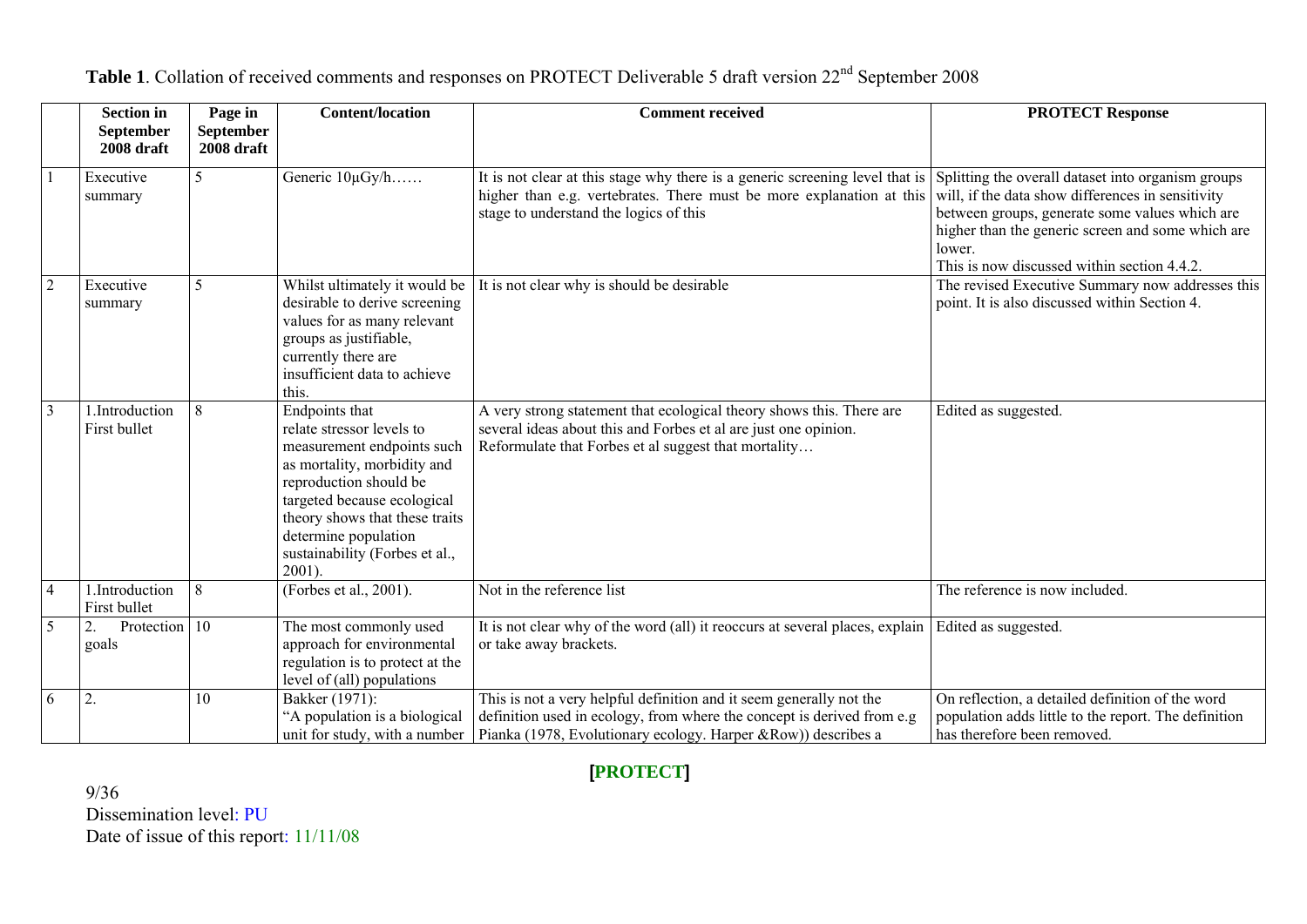**Table 1**. Collation of received comments and responses on PROTECT Deliverable 5 draft version 22[nd] September 2008

| | Section in September 2008 draft | Page in September 2008 draft | Content/location | Comment received | PROTECT Response |
|---|---|---|---|---|---|
| 1 | Executive summary | 5 | Generic 10μGy/h…… | It is not clear at this stage why there is a generic screening level that is higher than e.g. vertebrates. There must be more explanation at this stage to understand the logics of this | Splitting the overall dataset into organism groups will, if the data show differences in sensitivity between groups, generate some values which are higher than the generic screen and some which are lower.<br>This is now discussed within section 4.4.2. |
| 2 | Executive summary | 5 | Whilst ultimately it would be desirable to derive screening values for as many relevant groups as justifiable, currently there are insufficient data to achieve this. | It is not clear why is should be desirable | The revised Executive Summary now addresses this point. It is also discussed within Section 4. |
| 3 | 1.Introduction First bullet | 8 | Endpoints that relate stressor levels to measurement endpoints such as mortality, morbidity and reproduction should be targeted because ecological theory shows that these traits determine population sustainability (Forbes et al., 2001). | A very strong statement that ecological theory shows this. There are several ideas about this and Forbes et al are just one opinion. Reformulate that Forbes et al suggest that mortality… | Edited as suggested. |
| 4 | 1.Introduction First bullet | 8 | (Forbes et al., 2001). | Not in the reference list | The reference is now included. |
| 5 | 2. Protection goals | 10 | The most commonly used approach for environmental regulation is to protect at the level of (all) populations | It is not clear why of the word (all) it reoccurs at several places, explain or take away brackets. | Edited as suggested. |
| 6 | 2. | 10 | Bakker (1971):<br>"A population is a biological unit for study, with a number | This is not a very helpful definition and it seem generally not the definition used in ecology, from where the concept is derived from e.g Pianka (1978, Evolutionary ecology. Harper &Row)) describes a | On reflection, a detailed definition of the word population adds little to the report. The definition has therefore been removed. |

Dissemination level: PU
Date of issue of this report: 11/11/08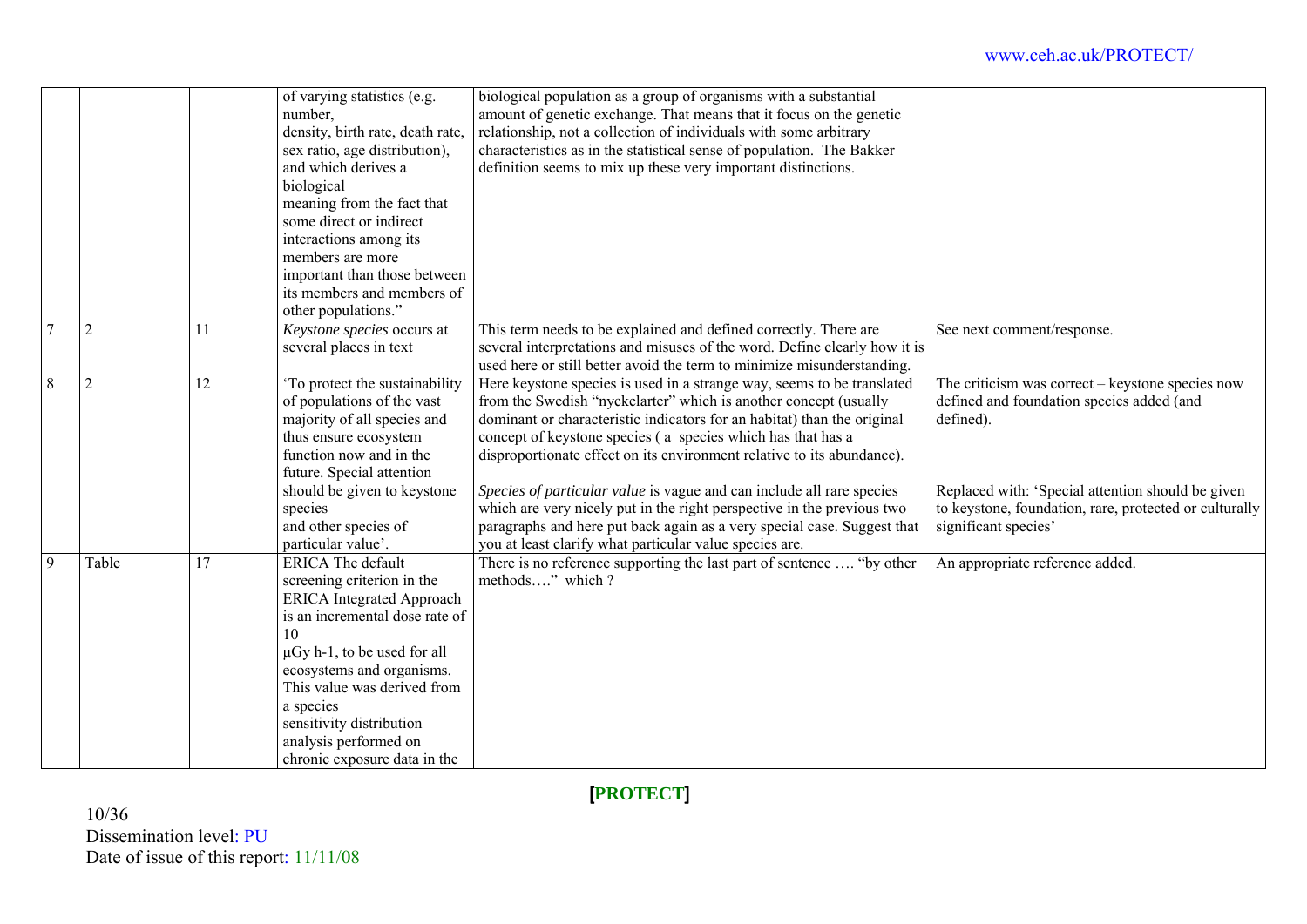| | | | | | |
|---|---|---|---|---|---|
| | | | of varying statistics (e.g. number, density, birth rate, death rate, sex ratio, age distribution), and which derives a biological meaning from the fact that some direct or indirect interactions among its members are more important than those between its members and members of other populations.” | biological population as a group of organisms with a substantial amount of genetic exchange. That means that it focus on the genetic relationship, not a collection of individuals with some arbitrary characteristics as in the statistical sense of population. The Bakker definition seems to mix up these very important distinctions. | |
| 7 | 2 | 11 | *Keystone species* occurs at several places in text | This term needs to be explained and defined correctly. There are several interpretations and misuses of the word. Define clearly how it is used here or still better avoid the term to minimize misunderstanding. | See next comment/response. |
| 8 | 2 | 12 | ‘To protect the sustainability of populations of the vast majority of all species and thus ensure ecosystem function now and in the future. Special attention should be given to keystone species and other species of particular value’. | Here keystone species is used in a strange way, seems to be translated from the Swedish “nyckelarter” which is another concept (usually dominant or characteristic indicators for an habitat) than the original concept of keystone species ( a species which has that has a disproportionate effect on its environment relative to its abundance).<br><br>*Species of particular value* is vague and can include all rare species which are very nicely put in the right perspective in the previous two paragraphs and here put back again as a very special case. Suggest that you at least clarify what particular value species are. | The criticism was correct – keystone species now defined and foundation species added (and defined).<br><br>Replaced with: ‘Special attention should be given to keystone, foundation, rare, protected or culturally significant species’ |
| 9 | Table | 17 | ERICA The default screening criterion in the ERICA Integrated Approach is an incremental dose rate of 10 μGy h-1, to be used for all ecosystems and organisms. This value was derived from a species sensitivity distribution analysis performed on chronic exposure data in the | There is no reference supporting the last part of sentence …. “by other methods….” which ? | An appropriate reference added. |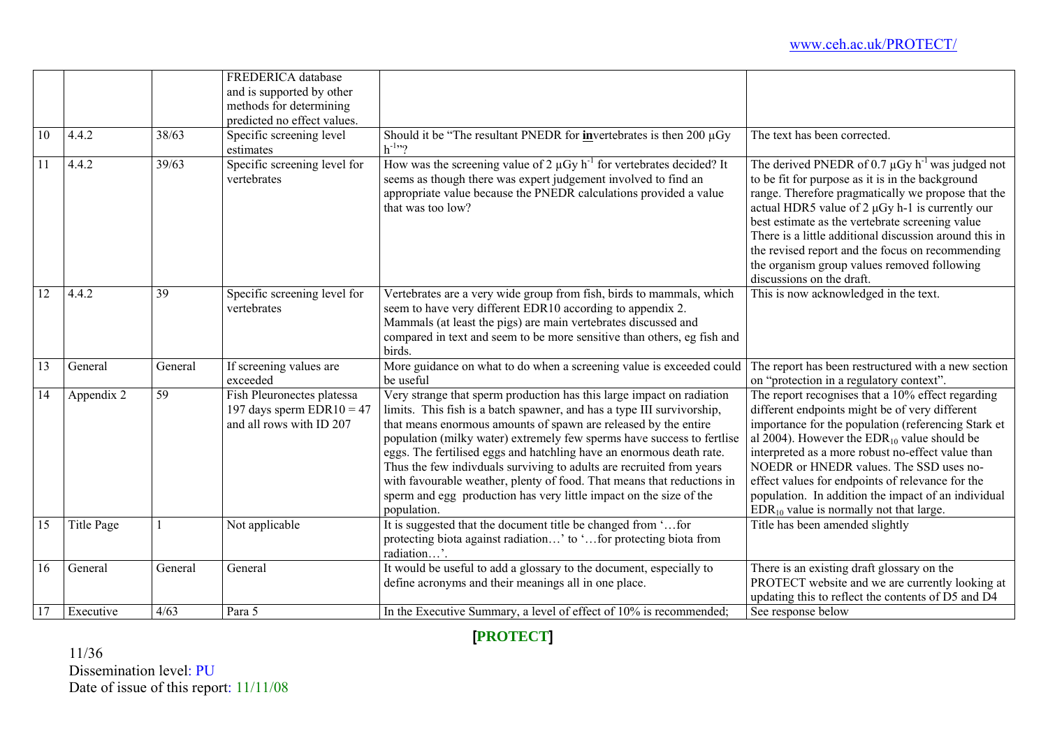| | | | | | |
|---|---|---|---|---|---|
| | | | FREDERICA database and is supported by other methods for determining predicted no effect values. | | |
| 10 | 4.4.2 | 38/63 | Specific screening level estimates | Should it be "The resultant PNEDR for **<u>in</u>**vertebrates is then 200 µGy $h^{-1}$"? | The text has been corrected. |
| 11 | 4.4.2 | 39/63 | Specific screening level for vertebrates | How was the screening value of 2 µGy $h^{-1}$ for vertebrates decided? It seems as though there was expert judgement involved to find an appropriate value because the PNEDR calculations provided a value that was too low? | The derived PNEDR of 0.7 µGy $h^{-1}$ was judged not to be fit for purpose as it is in the background range. Therefore pragmatically we propose that the actual HDR5 value of 2 µGy h-1 is currently our best estimate as the vertebrate screening value There is a little additional discussion around this in the revised report and the focus on recommending the organism group values removed following discussions on the draft. |
| 12 | 4.4.2 | 39 | Specific screening level for vertebrates | Vertebrates are a very wide group from fish, birds to mammals, which seem to have very different EDR10 according to appendix 2. Mammals (at least the pigs) are main vertebrates discussed and compared in text and seem to be more sensitive than others, eg fish and birds. | This is now acknowledged in the text. |
| 13 | General | General | If screening values are exceeded | More guidance on what to do when a screening value is exceeded could be useful | The report has been restructured with a new section on "protection in a regulatory context". |
| 14 | Appendix 2 | 59 | Fish Pleuronectes platessa 197 days sperm EDR10 = 47 and all rows with ID 207 | Very strange that sperm production has this large impact on radiation limits. This fish is a batch spawner, and has a type III survivorship, that means enormous amounts of spawn are released by the entire population (milky water) extremely few sperms have success to fertlise eggs. The fertilised eggs and hatchling have an enormous death rate. Thus the few indivduals surviving to adults are recruited from years with favourable weather, plenty of food. That means that reductions in sperm and egg production has very little impact on the size of the population. | The report recognises that a 10% effect regarding different endpoints might be of very different importance for the population (referencing Stark et al 2004). However the $EDR_{10}$ value should be interpreted as a more robust no-effect value than NOEDR or HNEDR values. The SSD uses no-effect values for endpoints of relevance for the population. In addition the impact of an individual $EDR_{10}$ value is normally not that large. |
| 15 | Title Page | 1 | Not applicable | It is suggested that the document title be changed from '…for protecting biota against radiation…' to '…for protecting biota from radiation…'. | Title has been amended slightly |
| 16 | General | General | General | It would be useful to add a glossary to the document, especially to define acronyms and their meanings all in one place. | There is an existing draft glossary on the PROTECT website and we are currently looking at updating this to reflect the contents of D5 and D4 |
| 17 | Executive | 4/63 | Para 5 | In the Executive Summary, a level of effect of 10% is recommended; | See response below |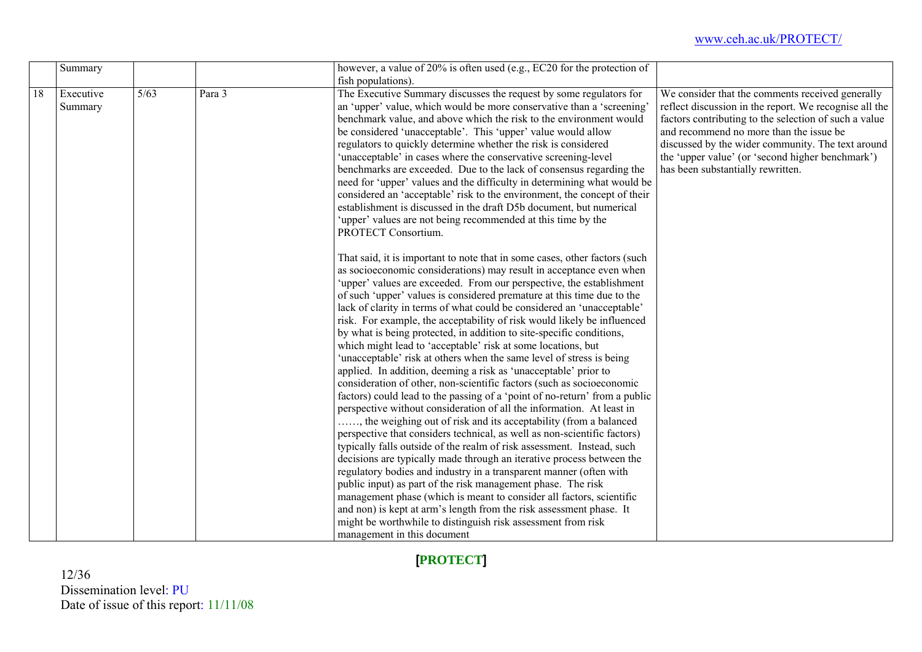|  | Summary |  |  | however, a value of 20% is often used (e.g., EC20 for the protection of fish populations). |  |
|---|---|---|---|---|---|
| 18 | Executive Summary | 5/63 | Para 3 | The Executive Summary discusses the request by some regulators for an 'upper' value, which would be more conservative than a 'screening' benchmark value, and above which the risk to the environment would be considered 'unacceptable'. This 'upper' value would allow regulators to quickly determine whether the risk is considered 'unacceptable' in cases where the conservative screening-level benchmarks are exceeded. Due to the lack of consensus regarding the need for 'upper' values and the difficulty in determining what would be considered an 'acceptable' risk to the environment, the concept of their establishment is discussed in the draft D5b document, but numerical 'upper' values are not being recommended at this time by the PROTECT Consortium.<br><br>That said, it is important to note that in some cases, other factors (such as socioeconomic considerations) may result in acceptance even when 'upper' values are exceeded. From our perspective, the establishment of such 'upper' values is considered premature at this time due to the lack of clarity in terms of what could be considered an 'unacceptable' risk. For example, the acceptability of risk would likely be influenced by what is being protected, in addition to site-specific conditions, which might lead to 'acceptable' risk at some locations, but 'unacceptable' risk at others when the same level of stress is being applied. In addition, deeming a risk as 'unacceptable' prior to consideration of other, non-scientific factors (such as socioeconomic factors) could lead to the passing of a 'point of no-return' from a public perspective without consideration of all the information. At least in ……, the weighing out of risk and its acceptability (from a balanced perspective that considers technical, as well as non-scientific factors) typically falls outside of the realm of risk assessment. Instead, such decisions are typically made through an iterative process between the regulatory bodies and industry in a transparent manner (often with public input) as part of the risk management phase. The risk management phase (which is meant to consider all factors, scientific and non) is kept at arm's length from the risk assessment phase. It might be worthwhile to distinguish risk assessment from risk management in this document | We consider that the comments received generally reflect discussion in the report. We recognise all the factors contributing to the selection of such a value and recommend no more than the issue be discussed by the wider community. The text around the 'upper value' (or 'second higher benchmark') has been substantially rewritten. |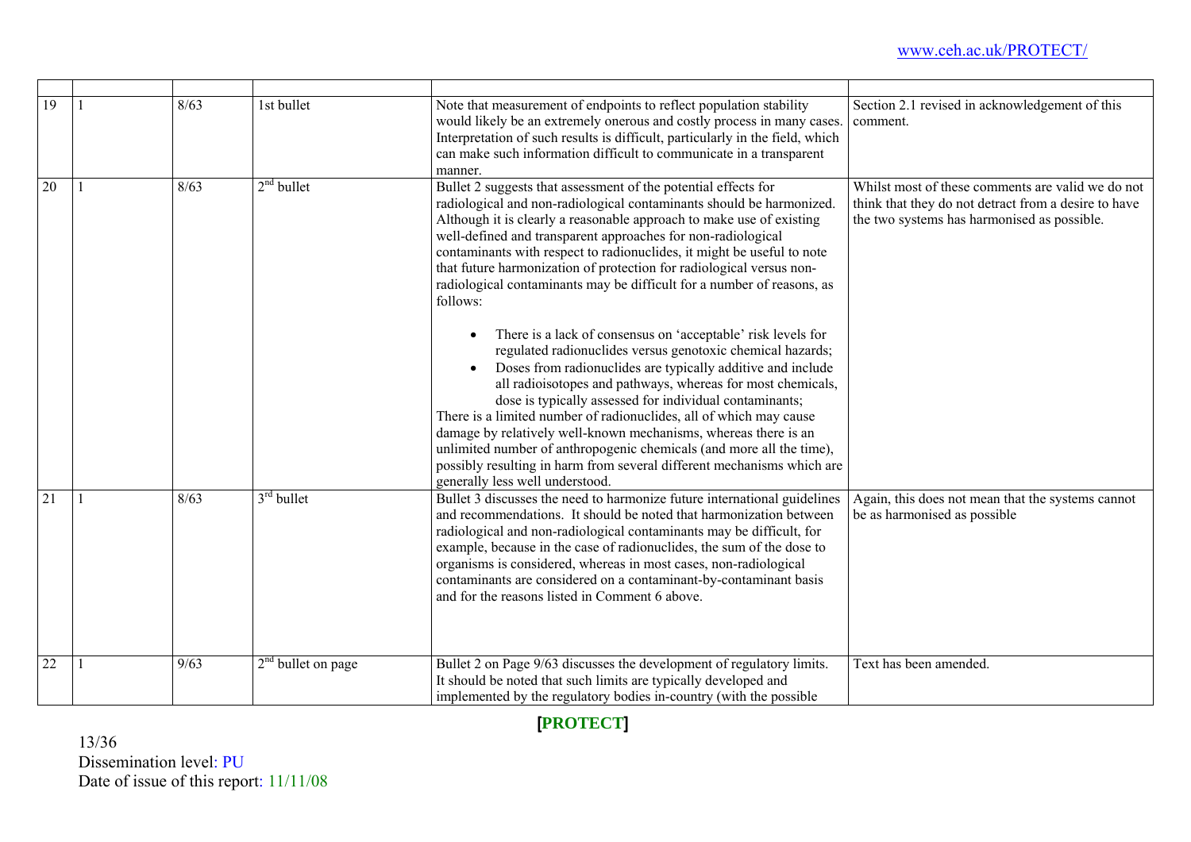| | | | | | |
|---|---|---|---|---|---|
| 19 | 1 | 8/63 | 1st bullet | Note that measurement of endpoints to reflect population stability would likely be an extremely onerous and costly process in many cases. Interpretation of such results is difficult, particularly in the field, which can make such information difficult to communicate in a transparent manner. | Section 2.1 revised in acknowledgement of this comment. |
| 20 | 1 | 8/63 | 2nd bullet | Bullet 2 suggests that assessment of the potential effects for radiological and non-radiological contaminants should be harmonized. Although it is clearly a reasonable approach to make use of existing well-defined and transparent approaches for non-radiological contaminants with respect to radionuclides, it might be useful to note that future harmonization of protection for radiological versus non-radiological contaminants may be difficult for a number of reasons, as follows:<br><br>• There is a lack of consensus on 'acceptable' risk levels for regulated radionuclides versus genotoxic chemical hazards;<br>• Doses from radionuclides are typically additive and include all radioisotopes and pathways, whereas for most chemicals, dose is typically assessed for individual contaminants;<br>There is a limited number of radionuclides, all of which may cause damage by relatively well-known mechanisms, whereas there is an unlimited number of anthropogenic chemicals (and more all the time), possibly resulting in harm from several different mechanisms which are generally less well understood. | Whilst most of these comments are valid we do not think that they do not detract from a desire to have the two systems has harmonised as possible. |
| 21 | 1 | 8/63 | 3rd bullet | Bullet 3 discusses the need to harmonize future international guidelines and recommendations. It should be noted that harmonization between radiological and non-radiological contaminants may be difficult, for example, because in the case of radionuclides, the sum of the dose to organisms is considered, whereas in most cases, non-radiological contaminants are considered on a contaminant-by-contaminant basis and for the reasons listed in Comment 6 above. | Again, this does not mean that the systems cannot be as harmonised as possible |
| 22 | 1 | 9/63 | 2nd bullet on page | Bullet 2 on Page 9/63 discusses the development of regulatory limits. It should be noted that such limits are typically developed and implemented by the regulatory bodies in-country (with the possible | Text has been amended. |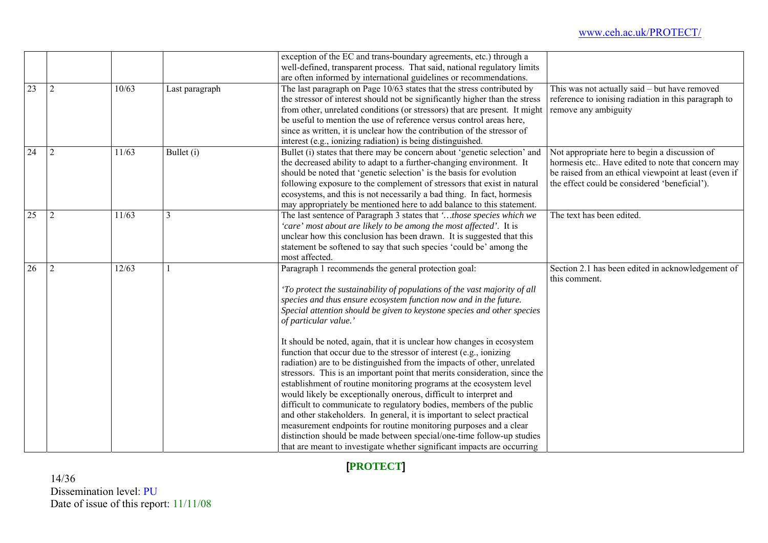|  |  |  |  | exception of the EC and trans-boundary agreements, etc.) through a well-defined, transparent process. That said, national regulatory limits are often informed by international guidelines or recommendations. |  |
|---|---|---|---|---|---|
| 23 | 2 | 10/63 | Last paragraph | The last paragraph on Page 10/63 states that the stress contributed by the stressor of interest should not be significantly higher than the stress from other, unrelated conditions (or stressors) that are present. It might be useful to mention the use of reference versus control areas here, since as written, it is unclear how the contribution of the stressor of interest (e.g., ionizing radiation) is being distinguished. | This was not actually said – but have removed reference to ionising radiation in this paragraph to remove any ambiguity |
| 24 | 2 | 11/63 | Bullet (i) | Bullet (i) states that there may be concern about 'genetic selection' and the decreased ability to adapt to a further-changing environment. It should be noted that 'genetic selection' is the basis for evolution following exposure to the complement of stressors that exist in natural ecosystems, and this is not necessarily a bad thing. In fact, hormesis may appropriately be mentioned here to add balance to this statement. | Not appropriate here to begin a discussion of hormesis etc.. Have edited to note that concern may be raised from an ethical viewpoint at least (even if the effect could be considered 'beneficial'). |
| 25 | 2 | 11/63 | 3 | The last sentence of Paragraph 3 states that *'…those species which we 'care' most about are likely to be among the most affected'*. It is unclear how this conclusion has been drawn. It is suggested that this statement be softened to say that such species 'could be' among the most affected. | The text has been edited. |
| 26 | 2 | 12/63 | 1 | Paragraph 1 recommends the general protection goal: <br><br> *'To protect the sustainability of populations of the vast majority of all species and thus ensure ecosystem function now and in the future. Special attention should be given to keystone species and other species of particular value.'* <br><br> It should be noted, again, that it is unclear how changes in ecosystem function that occur due to the stressor of interest (e.g., ionizing radiation) are to be distinguished from the impacts of other, unrelated stressors. This is an important point that merits consideration, since the establishment of routine monitoring programs at the ecosystem level would likely be exceptionally onerous, difficult to interpret and difficult to communicate to regulatory bodies, members of the public and other stakeholders. In general, it is important to select practical measurement endpoints for routine monitoring purposes and a clear distinction should be made between special/one-time follow-up studies that are meant to investigate whether significant impacts are occurring | Section 2.1 has been edited in acknowledgement of this comment. |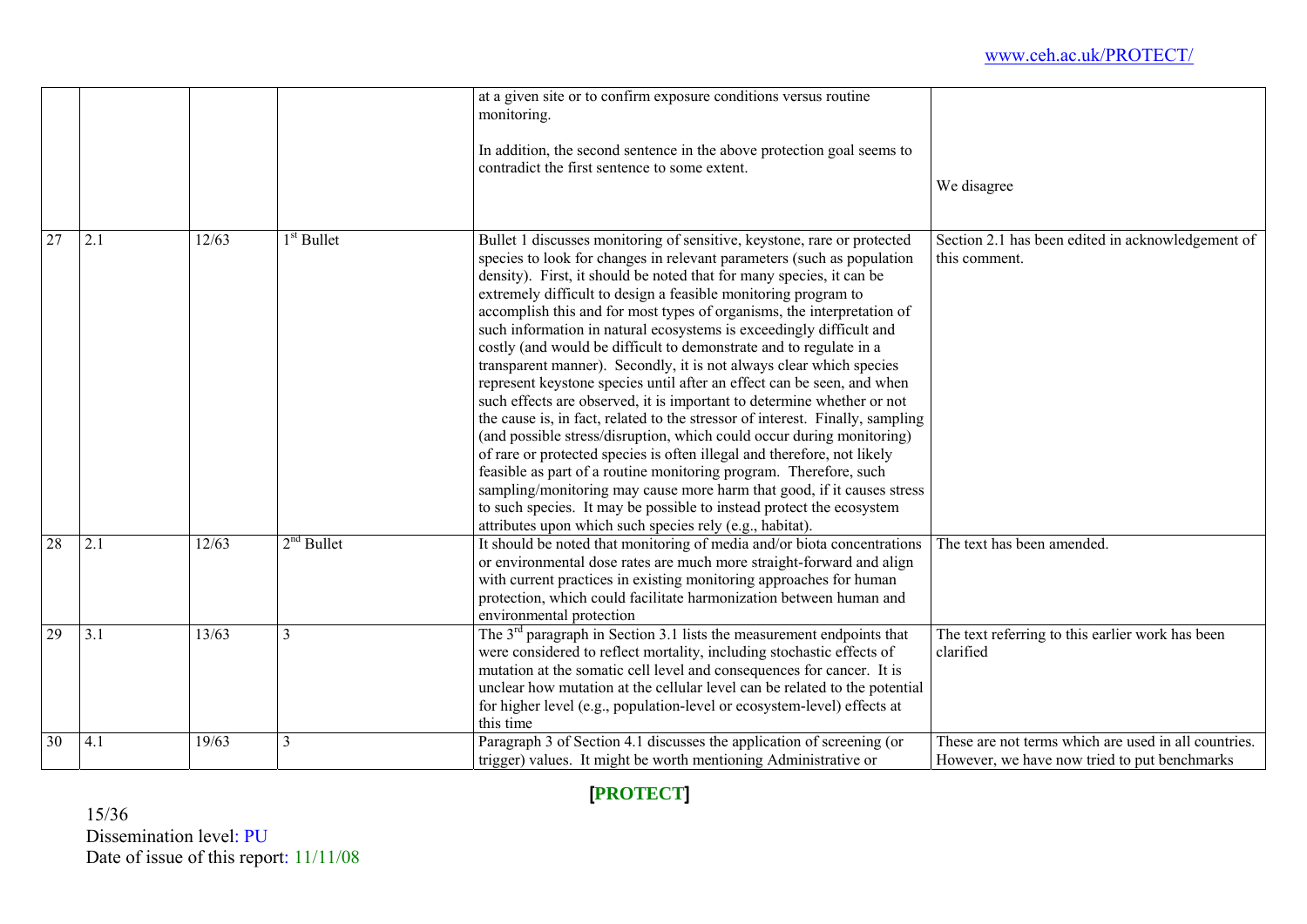|  |  |  |  |  |  |
|---|---|---|---|---|---|
|  |  |  |  | at a given site or to confirm exposure conditions versus routine monitoring. In addition, the second sentence in the above protection goal seems to contradict the first sentence to some extent. | We disagree |
| 27 | 2.1 | 12/63 | 1st Bullet | Bullet 1 discusses monitoring of sensitive, keystone, rare or protected species to look for changes in relevant parameters (such as population density). First, it should be noted that for many species, it can be extremely difficult to design a feasible monitoring program to accomplish this and for most types of organisms, the interpretation of such information in natural ecosystems is exceedingly difficult and costly (and would be difficult to demonstrate and to regulate in a transparent manner). Secondly, it is not always clear which species represent keystone species until after an effect can be seen, and when such effects are observed, it is important to determine whether or not the cause is, in fact, related to the stressor of interest. Finally, sampling (and possible stress/disruption, which could occur during monitoring) of rare or protected species is often illegal and therefore, not likely feasible as part of a routine monitoring program. Therefore, such sampling/monitoring may cause more harm that good, if it causes stress to such species. It may be possible to instead protect the ecosystem attributes upon which such species rely (e.g., habitat). | Section 2.1 has been edited in acknowledgement of this comment. |
| 28 | 2.1 | 12/63 | 2nd Bullet | It should be noted that monitoring of media and/or biota concentrations or environmental dose rates are much more straight-forward and align with current practices in existing monitoring approaches for human protection, which could facilitate harmonization between human and environmental protection | The text has been amended. |
| 29 | 3.1 | 13/63 | 3 | The 3rd paragraph in Section 3.1 lists the measurement endpoints that were considered to reflect mortality, including stochastic effects of mutation at the somatic cell level and consequences for cancer. It is unclear how mutation at the cellular level can be related to the potential for higher level (e.g., population-level or ecosystem-level) effects at this time | The text referring to this earlier work has been clarified |
| 30 | 4.1 | 19/63 | 3 | Paragraph 3 of Section 4.1 discusses the application of screening (or trigger) values. It might be worth mentioning Administrative or | These are not terms which are used in all countries. However, we have now tried to put benchmarks |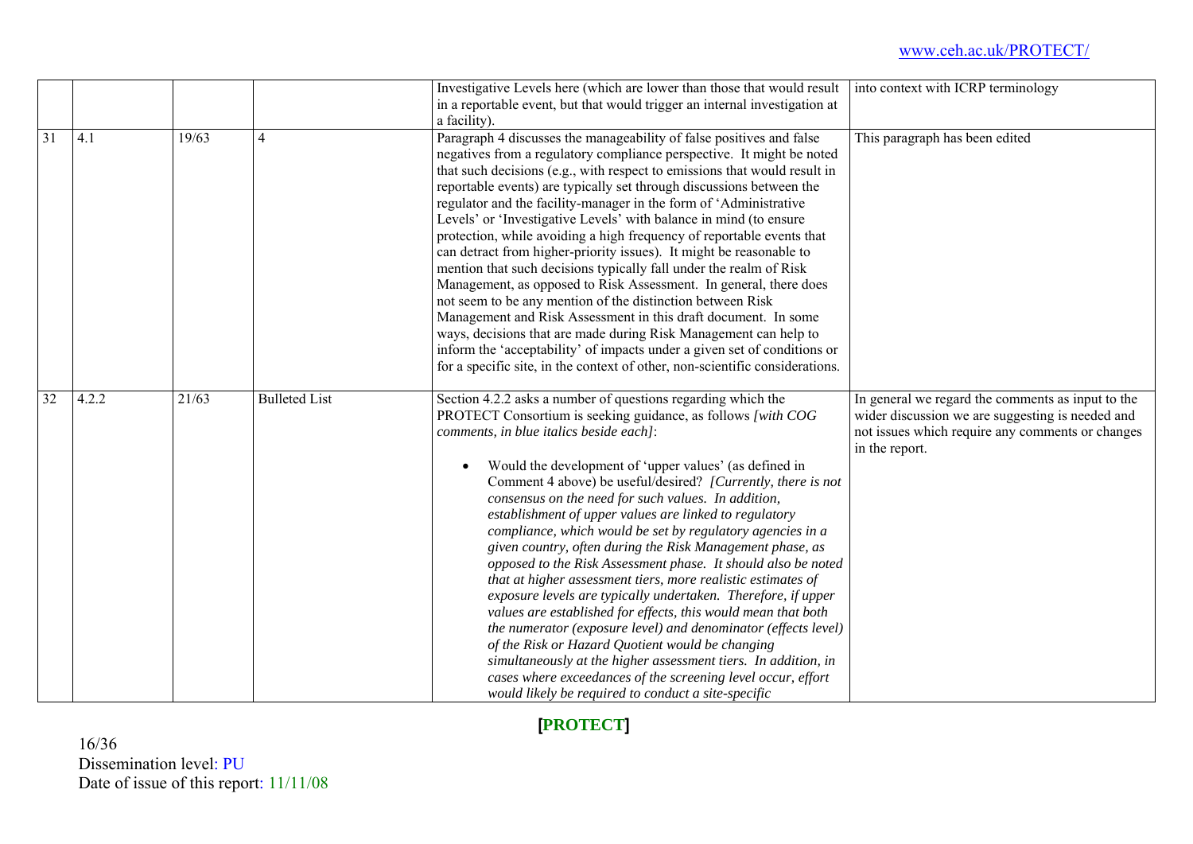| | | | | | |
|---|---|---|---|---|---|
| | | | | Investigative Levels here (which are lower than those that would result in a reportable event, but that would trigger an internal investigation at a facility). | into context with ICRP terminology |
| 31 | 4.1 | 19/63 | 4 | Paragraph 4 discusses the manageability of false positives and false negatives from a regulatory compliance perspective. It might be noted that such decisions (e.g., with respect to emissions that would result in reportable events) are typically set through discussions between the regulator and the facility-manager in the form of 'Administrative Levels' or 'Investigative Levels' with balance in mind (to ensure protection, while avoiding a high frequency of reportable events that can detract from higher-priority issues). It might be reasonable to mention that such decisions typically fall under the realm of Risk Management, as opposed to Risk Assessment. In general, there does not seem to be any mention of the distinction between Risk Management and Risk Assessment in this draft document. In some ways, decisions that are made during Risk Management can help to inform the 'acceptability' of impacts under a given set of conditions or for a specific site, in the context of other, non-scientific considerations. | This paragraph has been edited |
| 32 | 4.2.2 | 21/63 | Bulleted List | Section 4.2.2 asks a number of questions regarding which the PROTECT Consortium is seeking guidance, as follows *[with COG comments, in blue italics beside each]*:<br><br>• Would the development of 'upper values' (as defined in Comment 4 above) be useful/desired? *[Currently, there is not consensus on the need for such values. In addition, establishment of upper values are linked to regulatory compliance, which would be set by regulatory agencies in a given country, often during the Risk Management phase, as opposed to the Risk Assessment phase. It should also be noted that at higher assessment tiers, more realistic estimates of exposure levels are typically undertaken. Therefore, if upper values are established for effects, this would mean that both the numerator (exposure level) and denominator (effects level) of the Risk or Hazard Quotient would be changing simultaneously at the higher assessment tiers. In addition, in cases where exceedances of the screening level occur, effort would likely be required to conduct a site-specific* | In general we regard the comments as input to the wider discussion we are suggesting is needed and not issues which require any comments or changes in the report. |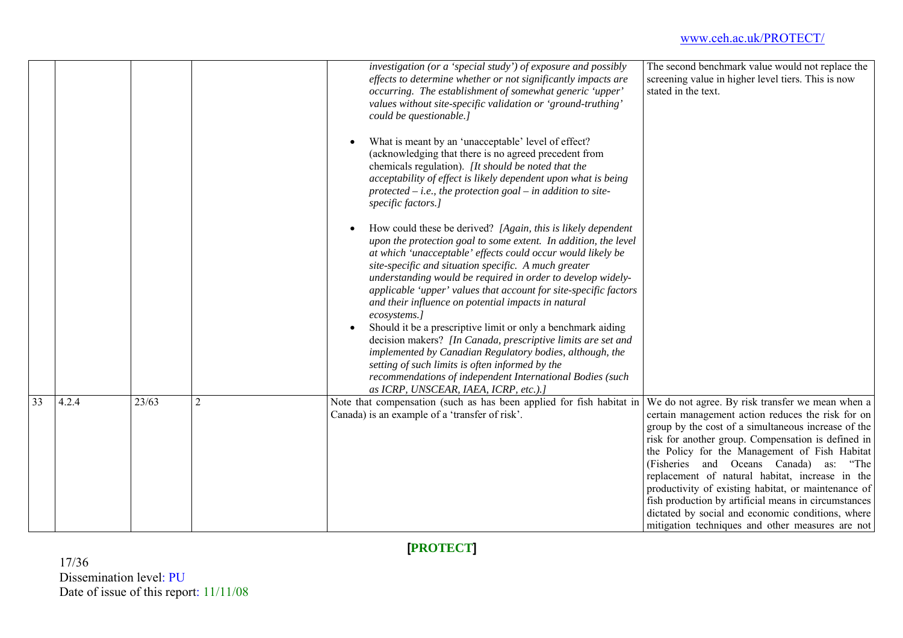| | | | | | | |
|---|---|---|---|---|---|---|
| | | | | | *investigation (or a 'special study') of exposure and possibly effects to determine whether or not significantly impacts are occurring. The establishment of somewhat generic 'upper' values without site-specific validation or 'ground-truthing' could be questionable.]*<br><br>• What is meant by an 'unacceptable' level of effect? (acknowledging that there is no agreed precedent from chemicals regulation). *[It should be noted that the acceptability of effect is likely dependent upon what is being protected – i.e., the protection goal – in addition to site-specific factors.]*<br><br>• How could these be derived? *[Again, this is likely dependent upon the protection goal to some extent. In addition, the level at which 'unacceptable' effects could occur would likely be site-specific and situation specific. A much greater understanding would be required in order to develop widely-applicable 'upper' values that account for site-specific factors and their influence on potential impacts in natural ecosystems.]*<br>• Should it be a prescriptive limit or only a benchmark aiding decision makers? *[In Canada, prescriptive limits are set and implemented by Canadian Regulatory bodies, although, the setting of such limits is often informed by the recommendations of independent International Bodies (such as ICRP, UNSCEAR, IAEA, ICRP, etc.).]* | The second benchmark value would not replace the screening value in higher level tiers. This is now stated in the text. |
| 33 | 4.2.4 | 23/63 | 2 | | Note that compensation (such as has been applied for fish habitat in Canada) is an example of a 'transfer of risk'. | We do not agree. By risk transfer we mean when a certain management action reduces the risk for on group by the cost of a simultaneous increase of the risk for another group. Compensation is defined in the Policy for the Management of Fish Habitat (Fisheries and Oceans Canada) as: "The replacement of natural habitat, increase in the productivity of existing habitat, or maintenance of fish production by artificial means in circumstances dictated by social and economic conditions, where mitigation techniques and other measures are not |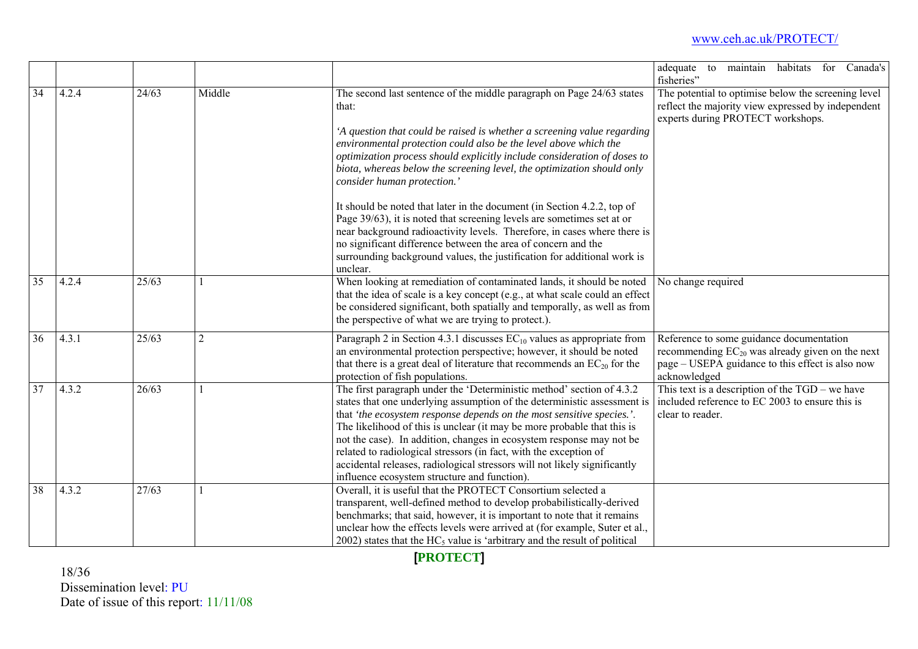| | | | | | |
|---|---|---|---|---|---|
| | | | | | adequate to maintain habitats for Canada's fisheries" |
| 34 | 4.2.4 | 24/63 | Middle | The second last sentence of the middle paragraph on Page 24/63 states that:<br><br>*'A question that could be raised is whether a screening value regarding environmental protection could also be the level above which the optimization process should explicitly include consideration of doses to biota, whereas below the screening level, the optimization should only consider human protection.'*<br><br>It should be noted that later in the document (in Section 4.2.2, top of Page 39/63), it is noted that screening levels are sometimes set at or near background radioactivity levels. Therefore, in cases where there is no significant difference between the area of concern and the surrounding background values, the justification for additional work is unclear. | The potential to optimise below the screening level reflect the majority view expressed by independent experts during PROTECT workshops. |
| 35 | 4.2.4 | 25/63 | 1 | When looking at remediation of contaminated lands, it should be noted that the idea of scale is a key concept (e.g., at what scale could an effect be considered significant, both spatially and temporally, as well as from the perspective of what we are trying to protect.). | No change required |
| 36 | 4.3.1 | 25/63 | 2 | Paragraph 2 in Section 4.3.1 discusses $EC_{10}$ values as appropriate from an environmental protection perspective; however, it should be noted that there is a great deal of literature that recommends an $EC_{20}$ for the protection of fish populations. | Reference to some guidance documentation recommending $EC_{20}$ was already given on the next page – USEPA guidance to this effect is also now acknowledged |
| 37 | 4.3.2 | 26/63 | 1 | The first paragraph under the 'Deterministic method' section of 4.3.2 states that one underlying assumption of the deterministic assessment is that *'the ecosystem response depends on the most sensitive species.'*. The likelihood of this is unclear (it may be more probable that this is not the case). In addition, changes in ecosystem response may not be related to radiological stressors (in fact, with the exception of accidental releases, radiological stressors will not likely significantly influence ecosystem structure and function). | This text is a description of the TGD – we have included reference to EC 2003 to ensure this is clear to reader. |
| 38 | 4.3.2 | 27/63 | 1 | Overall, it is useful that the PROTECT Consortium selected a transparent, well-defined method to develop probabilistically-derived benchmarks; that said, however, it is important to note that it remains unclear how the effects levels were arrived at (for example, Suter et al., 2002) states that the $HC_5$ value is 'arbitrary and the result of political | |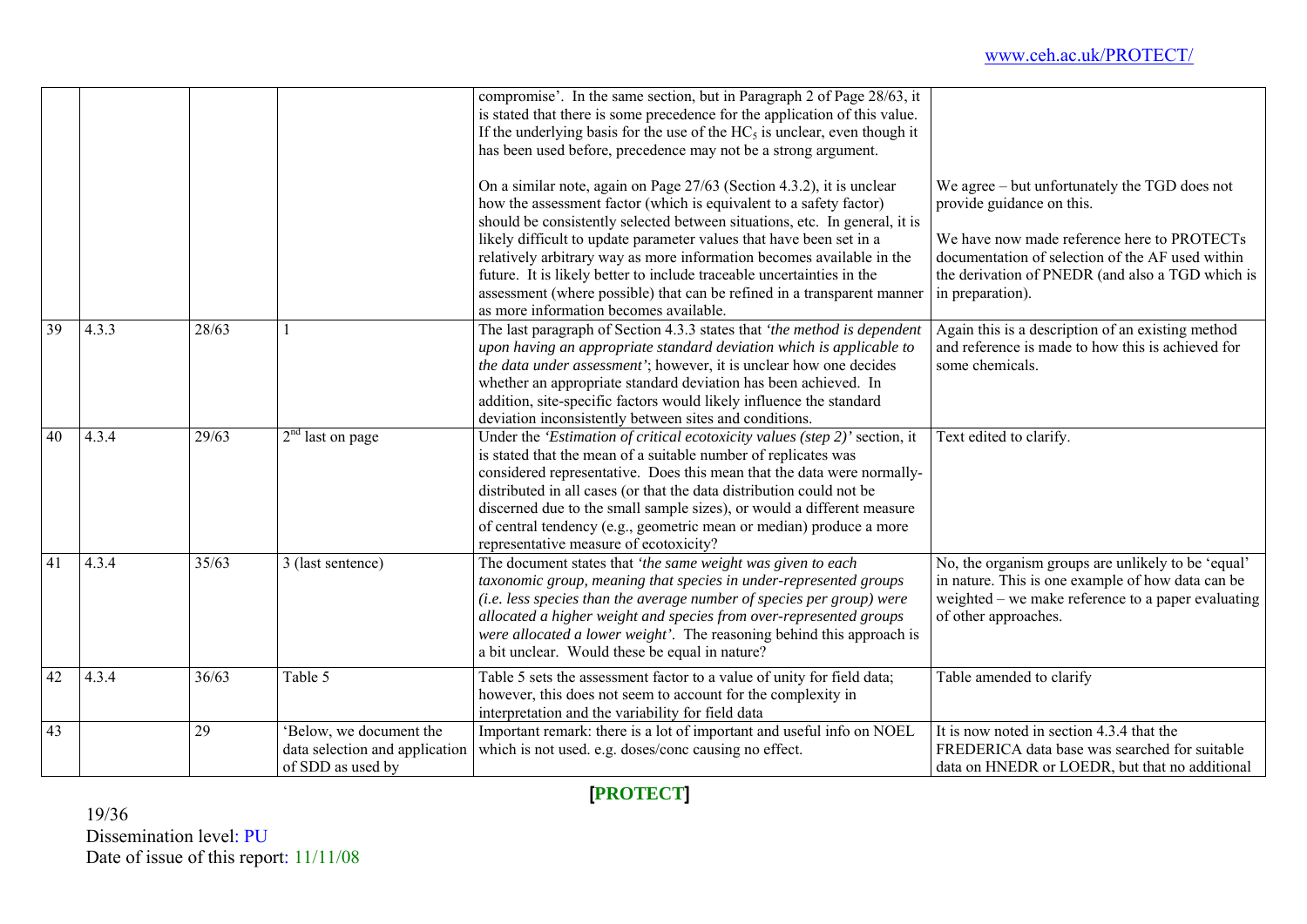| | | | | compromise'. In the same section, but in Paragraph 2 of Page 28/63, it is stated that there is some precedence for the application of this value. If the underlying basis for the use of the $HC_5$ is unclear, even though it has been used before, precedence may not be a strong argument.<br><br>On a similar note, again on Page 27/63 (Section 4.3.2), it is unclear how the assessment factor (which is equivalent to a safety factor) should be consistently selected between situations, etc. In general, it is likely difficult to update parameter values that have been set in a relatively arbitrary way as more information becomes available in the future. It is likely better to include traceable uncertainties in the assessment (where possible) that can be refined in a transparent manner as more information becomes available. | We agree – but unfortunately the TGD does not provide guidance on this.<br><br>We have now made reference here to PROTECTs documentation of selection of the AF used within the derivation of PNEDR (and also a TGD which is in preparation). |
|---|---|---|---|---|---|
| 39 | 4.3.3 | 28/63 | 1 | The last paragraph of Section 4.3.3 states that *'the method is dependent upon having an appropriate standard deviation which is applicable to the data under assessment'*; however, it is unclear how one decides whether an appropriate standard deviation has been achieved. In addition, site-specific factors would likely influence the standard deviation inconsistently between sites and conditions. | Again this is a description of an existing method and reference is made to how this is achieved for some chemicals. |
| 40 | 4.3.4 | 29/63 | 2nd last on page | Under the *'Estimation of critical ecotoxicity values (step 2)'* section, it is stated that the mean of a suitable number of replicates was considered representative. Does this mean that the data were normally-distributed in all cases (or that the data distribution could not be discerned due to the small sample sizes), or would a different measure of central tendency (e.g., geometric mean or median) produce a more representative measure of ecotoxicity? | Text edited to clarify. |
| 41 | 4.3.4 | 35/63 | 3 (last sentence) | The document states that *'the same weight was given to each taxonomic group, meaning that species in under-represented groups (i.e. less species than the average number of species per group) were allocated a higher weight and species from over-represented groups were allocated a lower weight'*. The reasoning behind this approach is a bit unclear. Would these be equal in nature? | No, the organism groups are unlikely to be 'equal' in nature. This is one example of how data can be weighted – we make reference to a paper evaluating of other approaches. |
| 42 | 4.3.4 | 36/63 | Table 5 | Table 5 sets the assessment factor to a value of unity for field data; however, this does not seem to account for the complexity in interpretation and the variability for field data | Table amended to clarify |
| 43 | | 29 | 'Below, we document the data selection and application of SDD as used by | Important remark: there is a lot of important and useful info on NOEL which is not used. e.g. doses/conc causing no effect. | It is now noted in section 4.3.4 that the FREDERICA data base was searched for suitable data on HNEDR or LOEDR, but that no additional |

Dissemination level: PU
Date of issue of this report: 11/11/08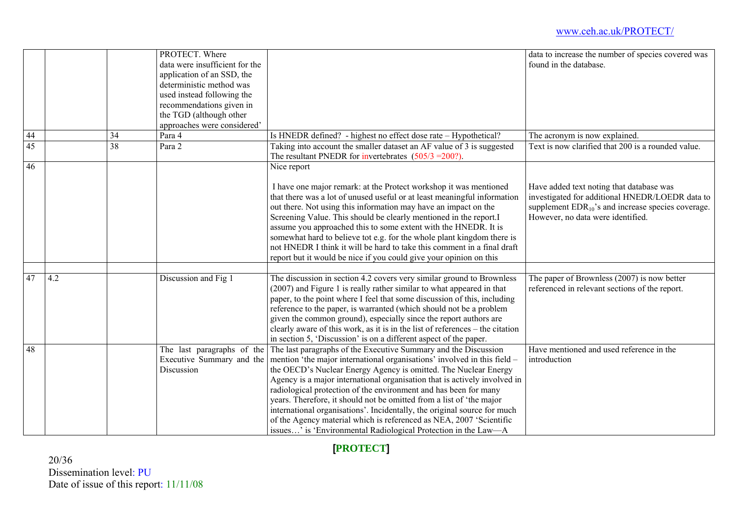| | | | | | |
|---|---|---|---|---|---|
| | | | PROTECT. Where data were insufficient for the application of an SSD, the deterministic method was used instead following the recommendations given in the TGD (although other approaches were considered' | | data to increase the number of species covered was found in the database. |
| 44 | | 34 | Para 4 | Is HNEDR defined? - highest no effect dose rate – Hypothetical? | The acronym is now explained. |
| 45 | | 38 | Para 2 | Taking into account the smaller dataset an AF value of 3 is suggested The resultant PNEDR for invertebrates (505/3 =200?). | Text is now clarified that 200 is a rounded value. |
| 46 | | | | Nice report<br><br>I have one major remark: at the Protect workshop it was mentioned that there was a lot of unused useful or at least meaningful information out there. Not using this information may have an impact on the Screening Value. This should be clearly mentioned in the report.I assume you approached this to some extent with the HNEDR. It is somewhat hard to believe tot e.g. for the whole plant kingdom there is not HNEDR I think it will be hard to take this comment in a final draft report but it would be nice if you could give your opinion on this | Have added text noting that database was investigated for additional HNEDR/LOEDR data to supplement $EDR_{10}$'s and increase species coverage. However, no data were identified. |
| | | | | | |
| 47 | 4.2 | | Discussion and Fig 1 | The discussion in section 4.2 covers very similar ground to Brownless (2007) and Figure 1 is really rather similar to what appeared in that paper, to the point where I feel that some discussion of this, including reference to the paper, is warranted (which should not be a problem given the common ground), especially since the report authors are clearly aware of this work, as it is in the list of references – the citation in section 5, 'Discussion' is on a different aspect of the paper. | The paper of Brownless (2007) is now better referenced in relevant sections of the report. |
| 48 | | | The last paragraphs of the Executive Summary and the Discussion | The last paragraphs of the Executive Summary and the Discussion mention 'the major international organisations' involved in this field – the OECD's Nuclear Energy Agency is omitted. The Nuclear Energy Agency is a major international organisation that is actively involved in radiological protection of the environment and has been for many years. Therefore, it should not be omitted from a list of 'the major international organisations'. Incidentally, the original source for much of the Agency material which is referenced as NEA, 2007 'Scientific issues…' is 'Environmental Radiological Protection in the Law—A | Have mentioned and used reference in the introduction |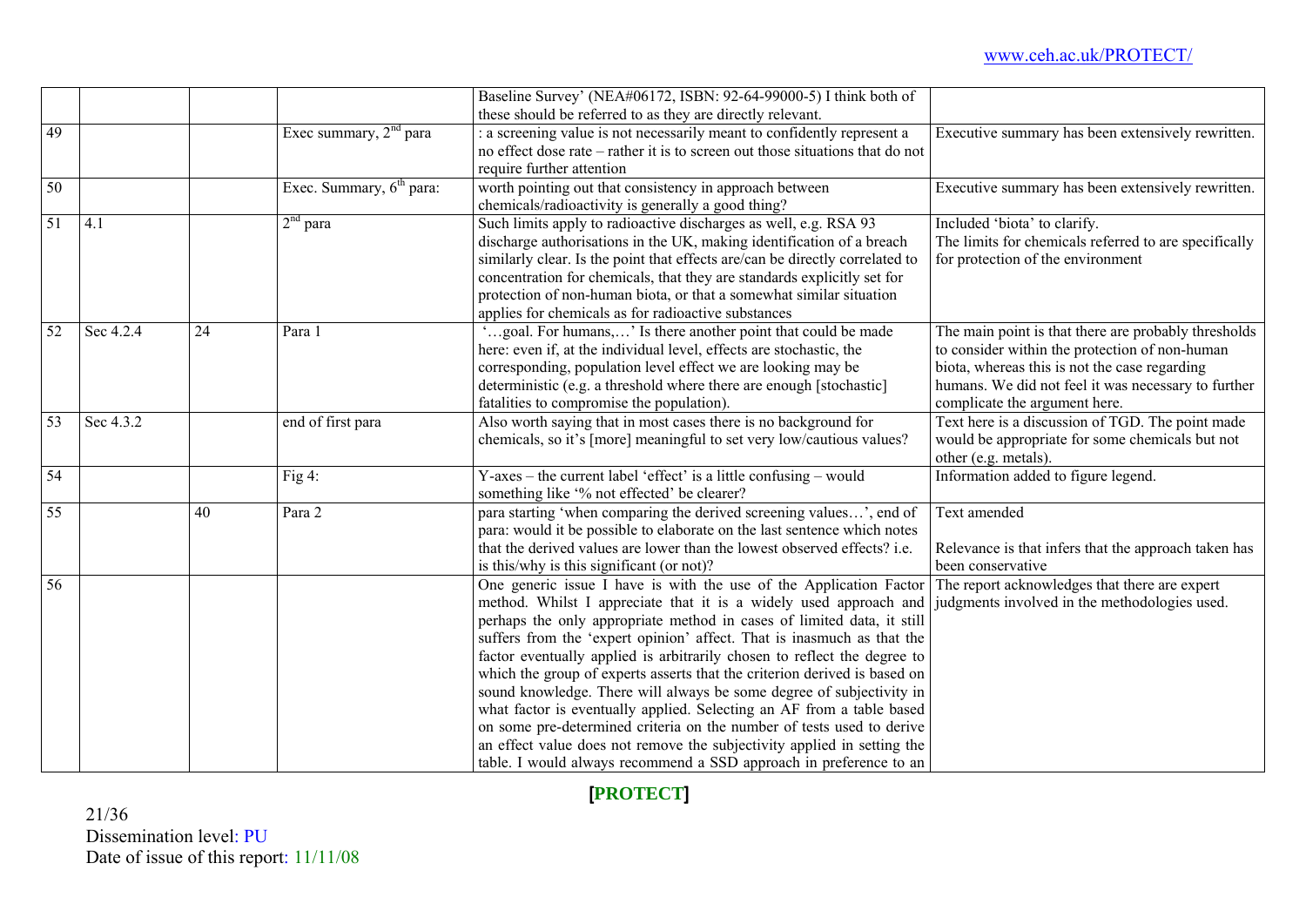| | | | | | |
|---|---|---|---|---|---|
| | | | | Baseline Survey' (NEA#06172, ISBN: 92-64-99000-5) I think both of these should be referred to as they are directly relevant. | |
| 49 | | | Exec summary, 2nd para | : a screening value is not necessarily meant to confidently represent a no effect dose rate – rather it is to screen out those situations that do not require further attention | Executive summary has been extensively rewritten. |
| 50 | | | Exec. Summary, 6th para: | worth pointing out that consistency in approach between chemicals/radioactivity is generally a good thing? | Executive summary has been extensively rewritten. |
| 51 | 4.1 | | 2nd para | Such limits apply to radioactive discharges as well, e.g. RSA 93 discharge authorisations in the UK, making identification of a breach similarly clear. Is the point that effects are/can be directly correlated to concentration for chemicals, that they are standards explicitly set for protection of non-human biota, or that a somewhat similar situation applies for chemicals as for radioactive substances | Included 'biota' to clarify.<br>The limits for chemicals referred to are specifically for protection of the environment |
| 52 | Sec 4.2.4 | 24 | Para 1 | '…goal. For humans,…' Is there another point that could be made here: even if, at the individual level, effects are stochastic, the corresponding, population level effect we are looking may be deterministic (e.g. a threshold where there are enough [stochastic] fatalities to compromise the population). | The main point is that there are probably thresholds to consider within the protection of non-human biota, whereas this is not the case regarding humans. We did not feel it was necessary to further complicate the argument here. |
| 53 | Sec 4.3.2 | | end of first para | Also worth saying that in most cases there is no background for chemicals, so it's [more] meaningful to set very low/cautious values? | Text here is a discussion of TGD. The point made would be appropriate for some chemicals but not other (e.g. metals). |
| 54 | | | Fig 4: | Y-axes – the current label 'effect' is a little confusing – would something like '% not effected' be clearer? | Information added to figure legend. |
| 55 | | 40 | Para 2 | para starting 'when comparing the derived screening values…', end of para: would it be possible to elaborate on the last sentence which notes that the derived values are lower than the lowest observed effects? i.e. is this/why is this significant (or not)? | Text amended<br><br>Relevance is that infers that the approach taken has been conservative |
| 56 | | | | One generic issue I have is with the use of the Application Factor method. Whilst I appreciate that it is a widely used approach and perhaps the only appropriate method in cases of limited data, it still suffers from the 'expert opinion' affect. That is inasmuch as that the factor eventually applied is arbitrarily chosen to reflect the degree to which the group of experts asserts that the criterion derived is based on sound knowledge. There will always be some degree of subjectivity in what factor is eventually applied. Selecting an AF from a table based on some pre-determined criteria on the number of tests used to derive an effect value does not remove the subjectivity applied in setting the table. I would always recommend a SSD approach in preference to an | The report acknowledges that there are expert judgments involved in the methodologies used. |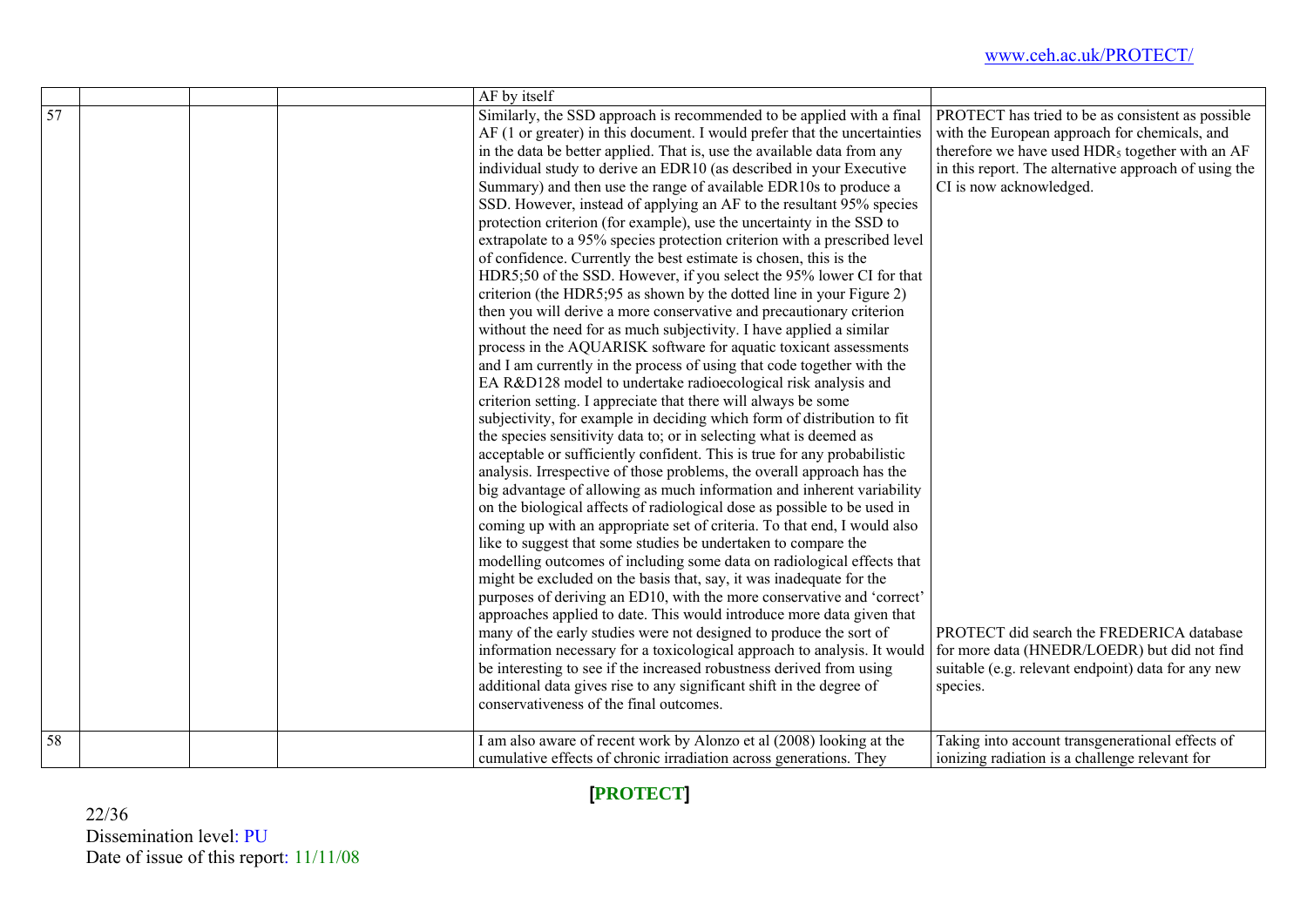| | | | | | |
|---|---|---|---|---|---|
| | | | | AF by itself | |
| 57 | | | | Similarly, the SSD approach is recommended to be applied with a final AF (1 or greater) in this document. I would prefer that the uncertainties in the data be better applied. That is, use the available data from any individual study to derive an EDR10 (as described in your Executive Summary) and then use the range of available EDR10s to produce a SSD. However, instead of applying an AF to the resultant 95% species protection criterion (for example), use the uncertainty in the SSD to extrapolate to a 95% species protection criterion with a prescribed level of confidence. Currently the best estimate is chosen, this is the HDR5;50 of the SSD. However, if you select the 95% lower CI for that criterion (the HDR5;95 as shown by the dotted line in your Figure 2) then you will derive a more conservative and precautionary criterion without the need for as much subjectivity. I have applied a similar process in the AQUARISK software for aquatic toxicant assessments and I am currently in the process of using that code together with the EA R&D128 model to undertake radioecological risk analysis and criterion setting. I appreciate that there will always be some subjectivity, for example in deciding which form of distribution to fit the species sensitivity data to; or in selecting what is deemed as acceptable or sufficiently confident. This is true for any probabilistic analysis. Irrespective of those problems, the overall approach has the big advantage of allowing as much information and inherent variability on the biological affects of radiological dose as possible to be used in coming up with an appropriate set of criteria. To that end, I would also like to suggest that some studies be undertaken to compare the modelling outcomes of including some data on radiological effects that might be excluded on the basis that, say, it was inadequate for the purposes of deriving an ED10, with the more conservative and 'correct' approaches applied to date. This would introduce more data given that many of the early studies were not designed to produce the sort of information necessary for a toxicological approach to analysis. It would be interesting to see if the increased robustness derived from using additional data gives rise to any significant shift in the degree of conservativeness of the final outcomes. | PROTECT has tried to be as consistent as possible with the European approach for chemicals, and therefore we have used $HDR_5$ together with an AF in this report. The alternative approach of using the CI is now acknowledged.<br><br>PROTECT did search the FREDERICA database for more data (HNEDR/LOEDR) but did not find suitable (e.g. relevant endpoint) data for any new species. |
| 58 | | | | I am also aware of recent work by Alonzo et al (2008) looking at the cumulative effects of chronic irradiation across generations. They | Taking into account transgenerational effects of ionizing radiation is a challenge relevant for |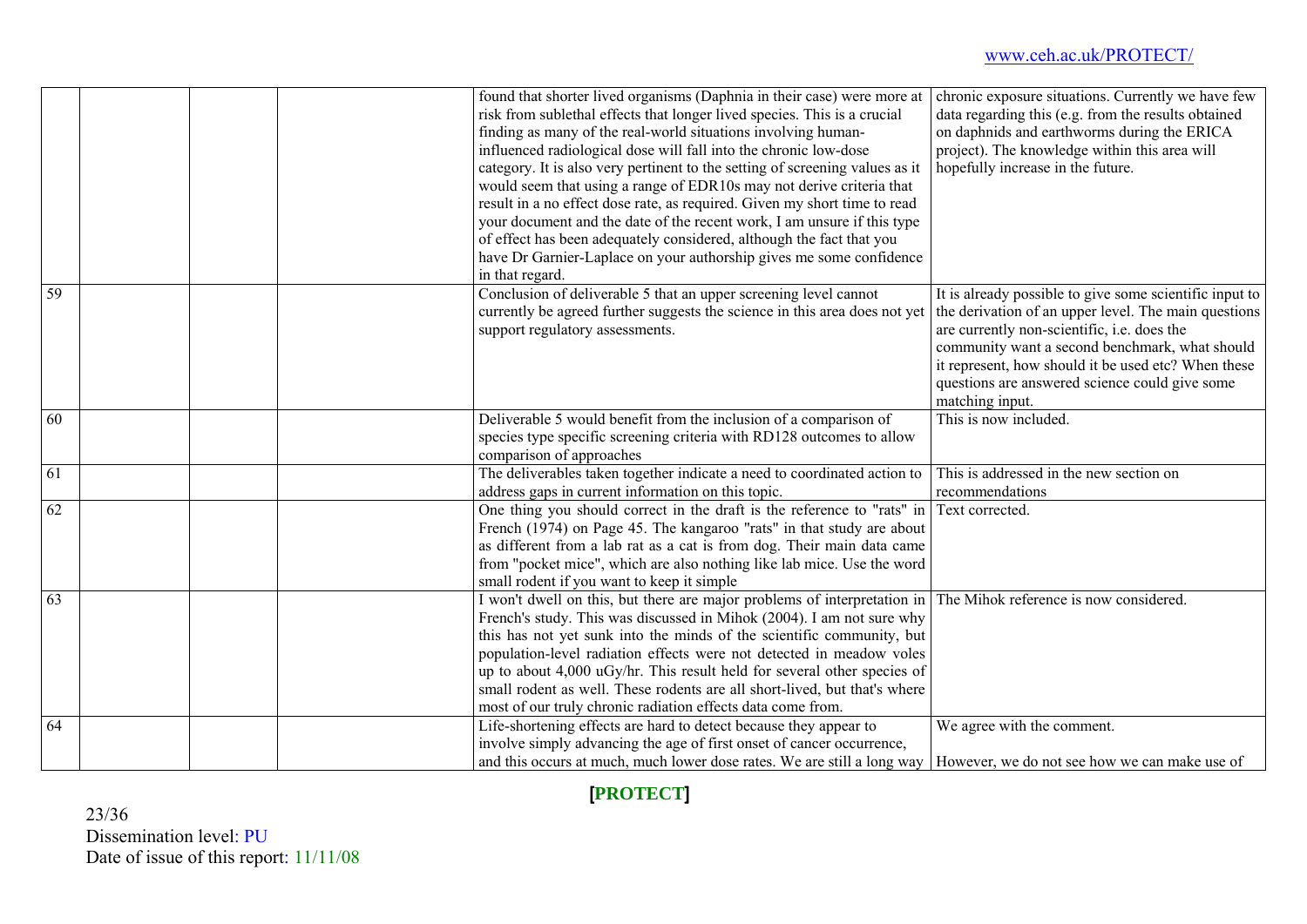| | | | | | |
|---|---|---|---|---|---|
| | | | | found that shorter lived organisms (Daphnia in their case) were more at risk from sublethal effects that longer lived species. This is a crucial finding as many of the real-world situations involving human-influenced radiological dose will fall into the chronic low-dose category. It is also very pertinent to the setting of screening values as it would seem that using a range of EDR10s may not derive criteria that result in a no effect dose rate, as required. Given my short time to read your document and the date of the recent work, I am unsure if this type of effect has been adequately considered, although the fact that you have Dr Garnier-Laplace on your authorship gives me some confidence in that regard. | chronic exposure situations. Currently we have few data regarding this (e.g. from the results obtained on daphnids and earthworms during the ERICA project). The knowledge within this area will hopefully increase in the future. |
| 59 | | | | Conclusion of deliverable 5 that an upper screening level cannot currently be agreed further suggests the science in this area does not yet support regulatory assessments. | It is already possible to give some scientific input to the derivation of an upper level. The main questions are currently non-scientific, i.e. does the community want a second benchmark, what should it represent, how should it be used etc? When these questions are answered science could give some matching input. |
| 60 | | | | Deliverable 5 would benefit from the inclusion of a comparison of species type specific screening criteria with RD128 outcomes to allow comparison of approaches | This is now included. |
| 61 | | | | The deliverables taken together indicate a need to coordinated action to address gaps in current information on this topic. | This is addressed in the new section on recommendations |
| 62 | | | | One thing you should correct in the draft is the reference to "rats" in French (1974) on Page 45. The kangaroo "rats" in that study are about as different from a lab rat as a cat is from dog. Their main data came from "pocket mice", which are also nothing like lab mice. Use the word small rodent if you want to keep it simple | Text corrected. |
| 63 | | | | I won't dwell on this, but there are major problems of interpretation in French's study. This was discussed in Mihok (2004). I am not sure why this has not yet sunk into the minds of the scientific community, but population-level radiation effects were not detected in meadow voles up to about 4,000 uGy/hr. This result held for several other species of small rodent as well. These rodents are all short-lived, but that's where most of our truly chronic radiation effects data come from. | The Mihok reference is now considered. |
| 64 | | | | Life-shortening effects are hard to detect because they appear to involve simply advancing the age of first onset of cancer occurrence, and this occurs at much, much lower dose rates. We are still a long way | We agree with the comment.<br><br>However, we do not see how we can make use of |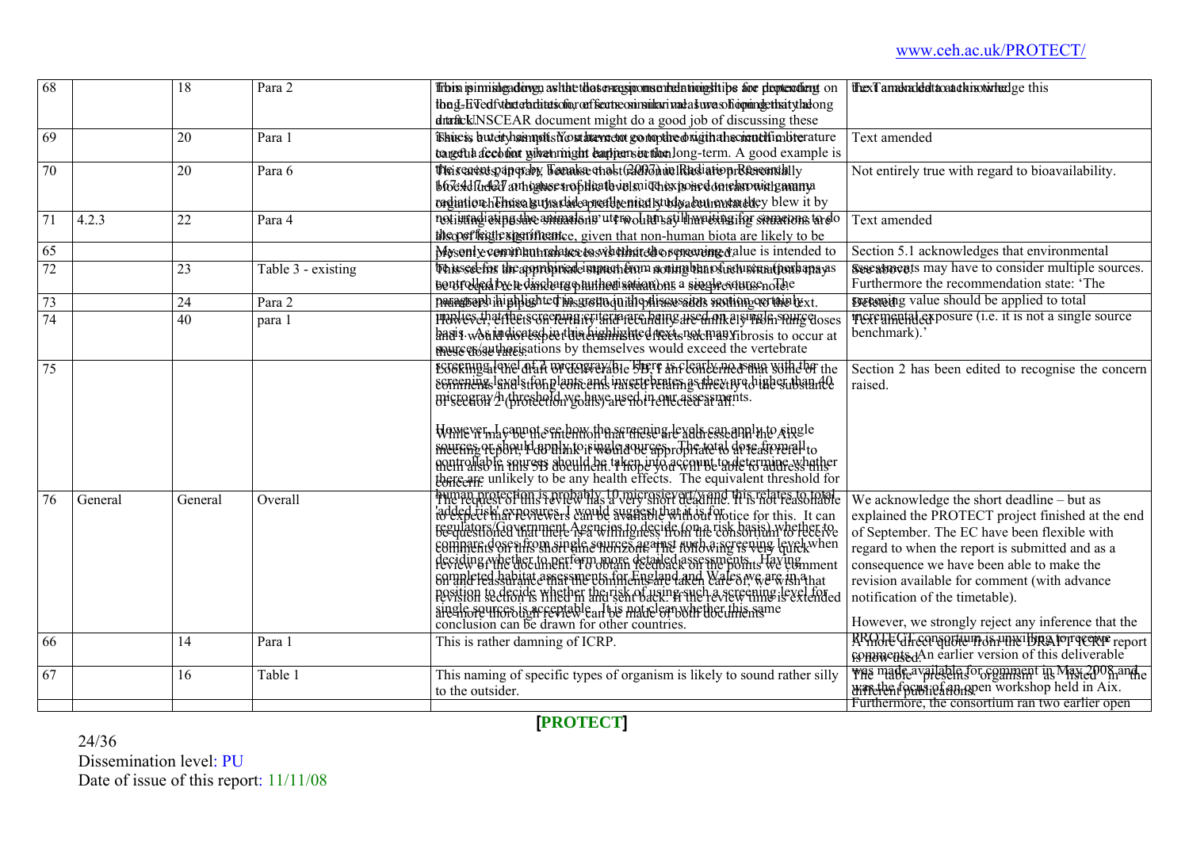| 68 | | 18 | Para 2 | This is misleading, as the dose-response relationships for protracted exposure depend on the LET of the radiation, or effects on similar end points along a track. UNSCEAR document might do a good job of discussing these | Text amended to acknowledge this |
|---|---|---|---|---|---|
| 69 | | 20 | Para 1 | This is, but it's a point. You have to go to the original scientific literature to get a feel for what might happen in the long-term. A good example is the recent paper by Tanaka et al (2003) in Radiation Research 160:376-379 where groups of mice were exposed to chronic gamma radiation. These authors did a reproductive study but unfortunately they blew it by not irradiating the animals in utero. I am still waiting for someone to do this perfect experiment. | Text amended |
| 70 | | 20 | Para 6 | This seems to apply to less likely bioaccumulated at higher trophic levels. This is in contrast with many radionuclides that are preferentially bioaccumulated. | Not entirely true with regard to bioavailability. |
| 71 | 4.2.3 | 22 | Para 4 | 'existing exposure situations' – I would say that existing situations are also of high significance, given that non-human biota are likely to be presently exposed | Text amended |
| 65 | | | | My only comment relates to whether the screening value is intended to be used for the combined impact from a number of sources (perhaps as controlled by a discharge authorisation) or a single source. The paragraph highlighted in green in this section certainly implies that the screening criteria are being used on a single source basis. As indicated in this highlighted text, not many sources/authorisations by themselves would exceed the vertebrate screening level of 2 microgray/h. There is clearly no issue with the screening levels for plants and invertebrates as they are higher than 40 microgray/h threshold we have used in our assessments.<br><br>However, I cannot see how the screening levels can apply to single sources or should apply to single sources. The total dose from all controllable sources should be taken into account to determine whether there are unlikely to be any health effects. The equivalent threshold for human protection is probably 10 microsievert/y and this relates to total 'added risk' exposure. I would suggest that it is for regulators/Government Agencies to decide (on a risk basis) whether to compare doses from single sources against such a screening level when deciding whether to perform more detailed assessments. Having completed habitat assessments for England and Wales we are in a position to decide whether the risk of using such a screening level for single sources is acceptable. It is not clear whether this same conclusion can be drawn for other countries. | Section 5.1 acknowledges that environmental assessments may have to consider multiple sources. Furthermore the recommendation state: 'The screening value should be applied to total incremental exposure (i.e. it is not a single source benchmark).' |
| 72 | | 23 | Table 3 - existing | This seems the appropriate approach, noting that such situations may be of equal relevance to planned situations | See above |
| 73 | | 24 | Para 2 | Delete – this sentence adds nothing to the text. | Deleted |
| 74 | | 40 | para 1 | However, it is likely that fertility and fecundity are unlikely from lung doses and I would not expect deterministic effects such as fibrosis to occur at these dose rates. | Text amended |
| 75 | | | | Looking at the draft of deliverable 5B, I am concerned that some of the comments and strong concerns raised directly to the substance of section 2 (protection goals) are not reflected at all.<br><br>While it may be the intention that these are addressed in the Aix meeting report, I do think it would be appropriate to at least refer to them also in this 5B document. I hope you will be able to address this concern. | Section 2 has been edited to recognise the concern raised. |
| 76 | General | General | Overall | The request of this review has a very short deadline. It is not reasonable to expect that reviewers can be available without notice for this. It can be questioned that there is a willingness from the consortium to receive comments on this short time horizon. The following is very quick review of the document. To obtain feedback on the points we comment on and reassurance that the comments are taken care of, we wish that revision section is filled in and sent back. If the review time is extended are more thorough review can be made of both documents | We acknowledge the short deadline – but as explained the PROTECT project finished at the end of September. The EC have been flexible with regard to when the report is submitted and as a consequence we have been able to make the revision available for comment (with advance notification of the timetable).<br><br>However, we strongly reject any inference that the PROTECT consortium is unwilling to receive comments. An earlier version of this deliverable was made available for comment in May 2008 and was the focus of an open workshop held in Aix. Furthermore, the consortium ran two earlier open |
| 66 | | 14 | Para 1 | This is rather damning of ICRP. | A more direct quote from the DRAFT ICRP report is now used. |
| 67 | | 16 | Table 1 | This naming of specific types of organism is likely to sound rather silly to the outsider. | The table presents 'organism' as listed in the different publications. |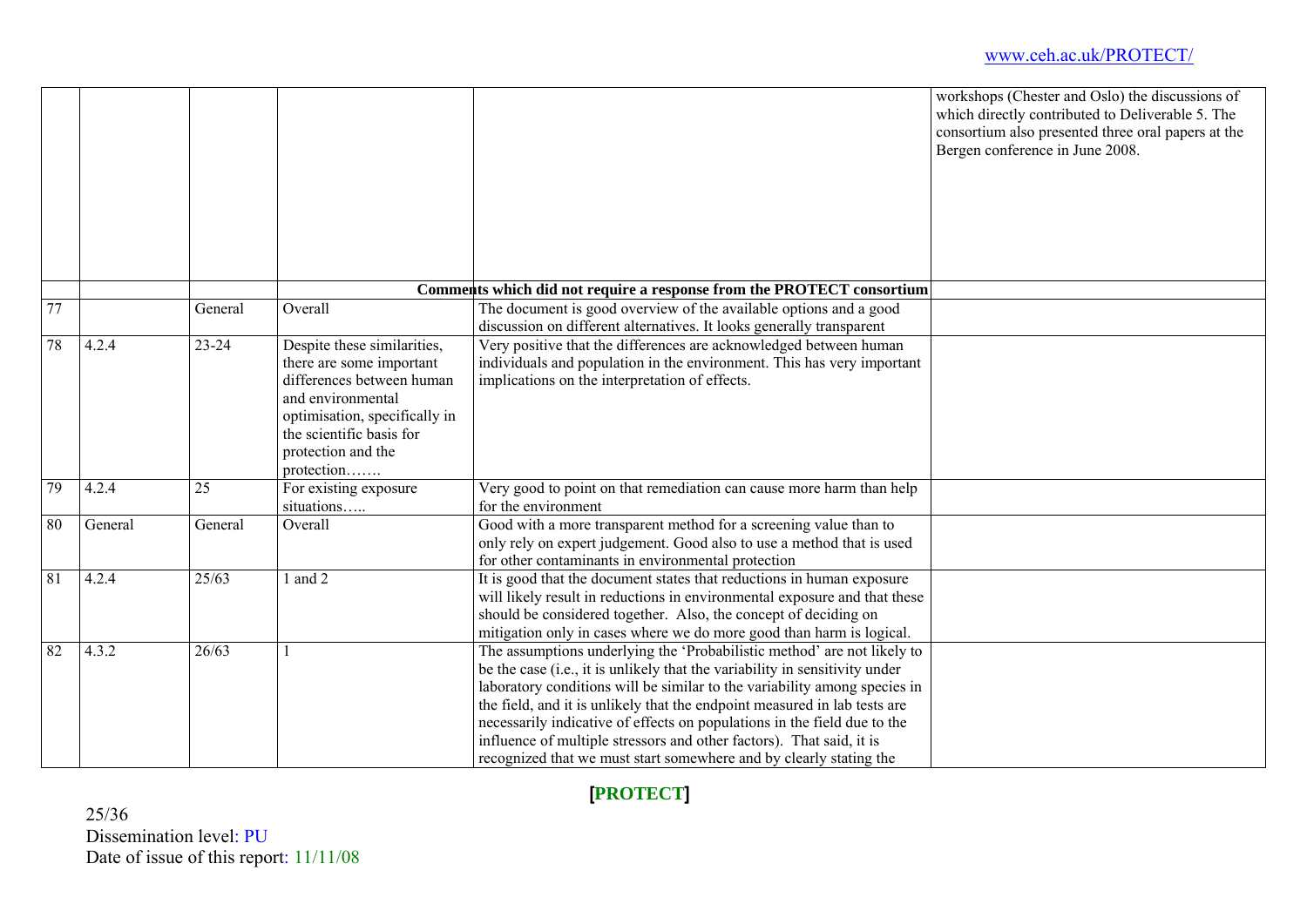| | | | | | |
|---|---|---|---|---|---|
| | | | | | workshops (Chester and Oslo) the discussions of which directly contributed to Deliverable 5. The consortium also presented three oral papers at the Bergen conference in June 2008. |
| | | | | **Comments which did not require a response from the PROTECT consortium** | |
| 77 | | General | Overall | The document is good overview of the available options and a good discussion on different alternatives. It looks generally transparent | |
| 78 | 4.2.4 | 23-24 | Despite these similarities, there are some important differences between human and environmental optimisation, specifically in the scientific basis for protection and the protection……. | Very positive that the differences are acknowledged between human individuals and population in the environment. This has very important implications on the interpretation of effects. | |
| 79 | 4.2.4 | 25 | For existing exposure situations….. | Very good to point on that remediation can cause more harm than help for the environment | |
| 80 | General | General | Overall | Good with a more transparent method for a screening value than to only rely on expert judgement. Good also to use a method that is used for other contaminants in environmental protection | |
| 81 | 4.2.4 | 25/63 | 1 and 2 | It is good that the document states that reductions in human exposure will likely result in reductions in environmental exposure and that these should be considered together. Also, the concept of deciding on mitigation only in cases where we do more good than harm is logical. | |
| 82 | 4.3.2 | 26/63 | 1 | The assumptions underlying the 'Probabilistic method' are not likely to be the case (i.e., it is unlikely that the variability in sensitivity under laboratory conditions will be similar to the variability among species in the field, and it is unlikely that the endpoint measured in lab tests are necessarily indicative of effects on populations in the field due to the influence of multiple stressors and other factors). That said, it is recognized that we must start somewhere and by clearly stating the | |

Dissemination level: PU
Date of issue of this report: 11/11/08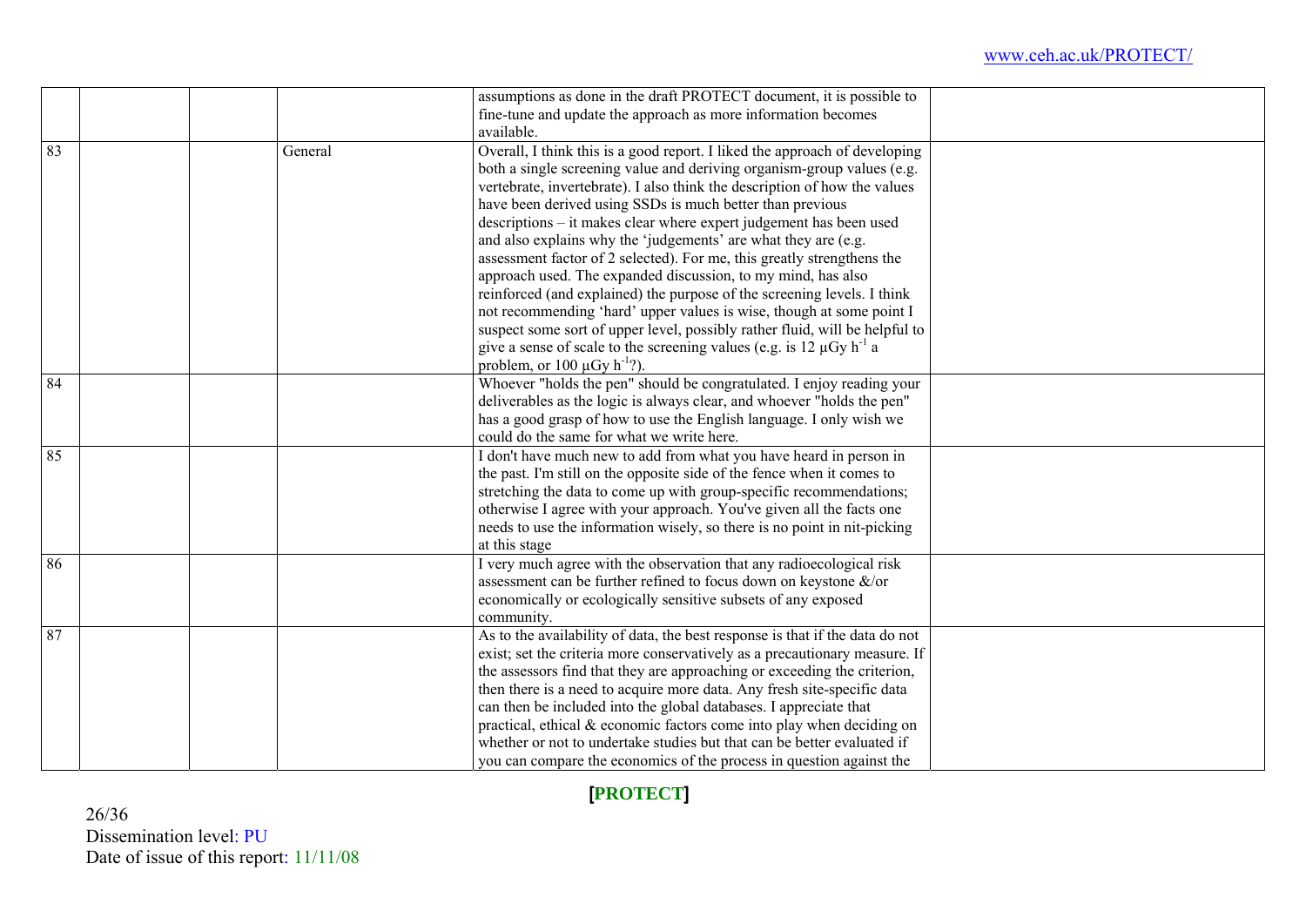| | | | | | |
|---|---|---|---|---|---|
| | | | | assumptions as done in the draft PROTECT document, it is possible to fine-tune and update the approach as more information becomes available. | |
| 83 | | | General | Overall, I think this is a good report. I liked the approach of developing both a single screening value and deriving organism-group values (e.g. vertebrate, invertebrate). I also think the description of how the values have been derived using SSDs is much better than previous descriptions – it makes clear where expert judgement has been used and also explains why the 'judgements' are what they are (e.g. assessment factor of 2 selected). For me, this greatly strengthens the approach used. The expanded discussion, to my mind, has also reinforced (and explained) the purpose of the screening levels. I think not recommending 'hard' upper values is wise, though at some point I suspect some sort of upper level, possibly rather fluid, will be helpful to give a sense of scale to the screening values (e.g. is 12 $\mu Gy\ h^{-1}$ a problem, or 100 $\mu Gy\ h^{-1}$?). | |
| 84 | | | | Whoever "holds the pen" should be congratulated. I enjoy reading your deliverables as the logic is always clear, and whoever "holds the pen" has a good grasp of how to use the English language. I only wish we could do the same for what we write here. | |
| 85 | | | | I don't have much new to add from what you have heard in person in the past. I'm still on the opposite side of the fence when it comes to stretching the data to come up with group-specific recommendations; otherwise I agree with your approach. You've given all the facts one needs to use the information wisely, so there is no point in nit-picking at this stage | |
| 86 | | | | I very much agree with the observation that any radioecological risk assessment can be further refined to focus down on keystone &/or economically or ecologically sensitive subsets of any exposed community. | |
| 87 | | | | As to the availability of data, the best response is that if the data do not exist; set the criteria more conservatively as a precautionary measure. If the assessors find that they are approaching or exceeding the criterion, then there is a need to acquire more data. Any fresh site-specific data can then be included into the global databases. I appreciate that practical, ethical & economic factors come into play when deciding on whether or not to undertake studies but that can be better evaluated if you can compare the economics of the process in question against the | |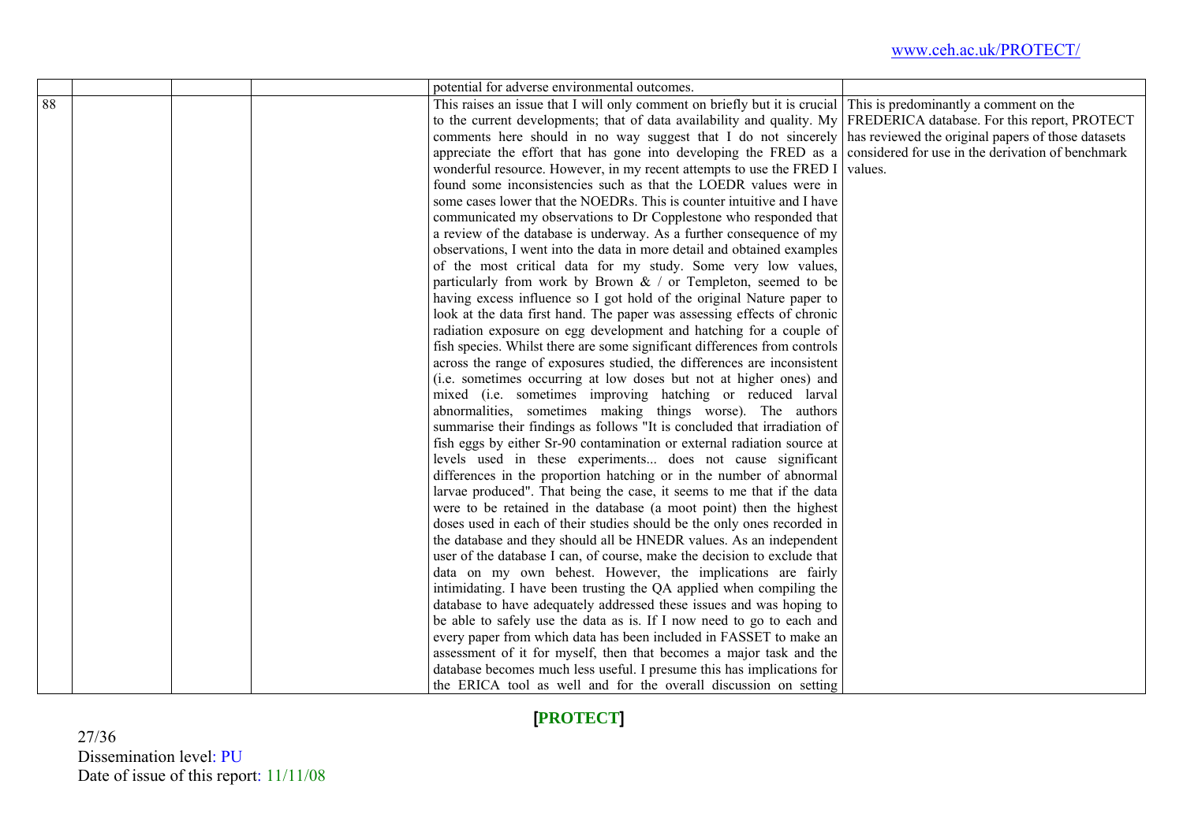| | | | | | |
|---|---|---|---|---|---|
| | | | | potential for adverse environmental outcomes. | |
| 88 | | | | This raises an issue that I will only comment on briefly but it is crucial to the current developments; that of data availability and quality. My comments here should in no way suggest that I do not sincerely appreciate the effort that has gone into developing the FRED as a wonderful resource. However, in my recent attempts to use the FRED I found some inconsistencies such as that the LOEDR values were in some cases lower that the NOEDRs. This is counter intuitive and I have communicated my observations to Dr Copplestone who responded that a review of the database is underway. As a further consequence of my observations, I went into the data in more detail and obtained examples of the most critical data for my study. Some very low values, particularly from work by Brown & / or Templeton, seemed to be having excess influence so I got hold of the original Nature paper to look at the data first hand. The paper was assessing effects of chronic radiation exposure on egg development and hatching for a couple of fish species. Whilst there are some significant differences from controls across the range of exposures studied, the differences are inconsistent (i.e. sometimes occurring at low doses but not at higher ones) and mixed (i.e. sometimes improving hatching or reduced larval abnormalities, sometimes making things worse). The authors summarise their findings as follows "It is concluded that irradiation of fish eggs by either Sr-90 contamination or external radiation source at levels used in these experiments... does not cause significant differences in the proportion hatching or in the number of abnormal larvae produced". That being the case, it seems to me that if the data were to be retained in the database (a moot point) then the highest doses used in each of their studies should be the only ones recorded in the database and they should all be HNEDR values. As an independent user of the database I can, of course, make the decision to exclude that data on my own behest. However, the implications are fairly intimidating. I have been trusting the QA applied when compiling the database to have adequately addressed these issues and was hoping to be able to safely use the data as is. If I now need to go to each and every paper from which data has been included in FASSET to make an assessment of it for myself, then that becomes a major task and the database becomes much less useful. I presume this has implications for the ERICA tool as well and for the overall discussion on setting | This is predominantly a comment on the FREDERICA database. For this report, PROTECT has reviewed the original papers of those datasets considered for use in the derivation of benchmark values. |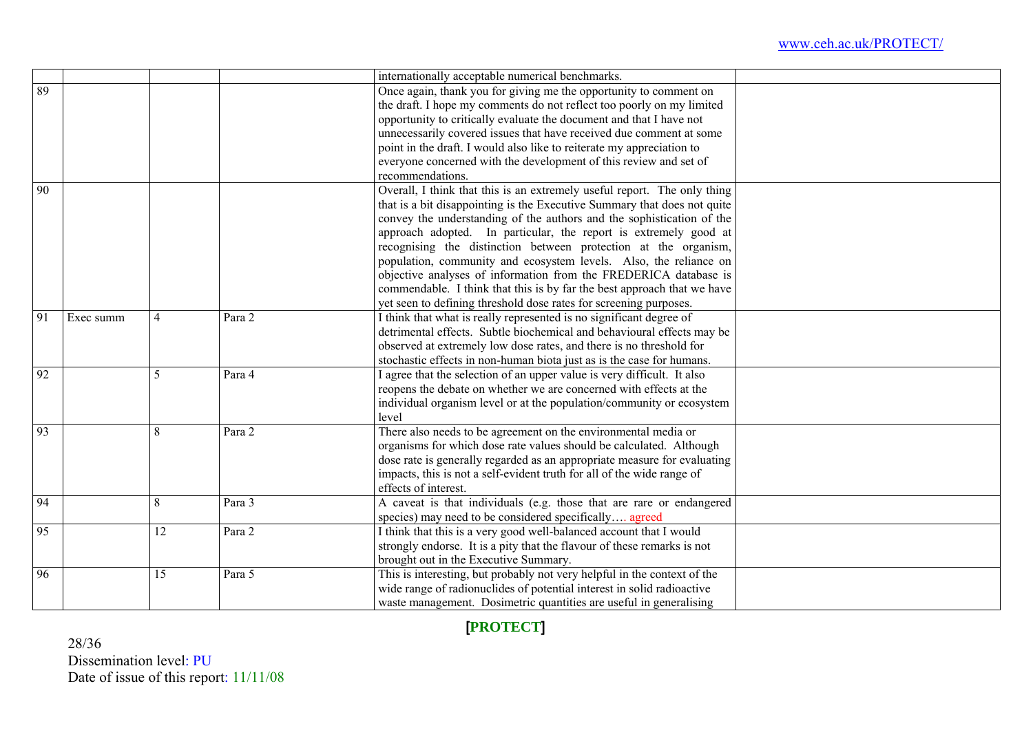|  |  |  |  |  |  |
|---|---|---|---|---|---|
|  |  |  |  | internationally acceptable numerical benchmarks. |  |
| 89 |  |  |  | Once again, thank you for giving me the opportunity to comment on the draft. I hope my comments do not reflect too poorly on my limited opportunity to critically evaluate the document and that I have not unnecessarily covered issues that have received due comment at some point in the draft. I would also like to reiterate my appreciation to everyone concerned with the development of this review and set of recommendations. |  |
| 90 |  |  |  | Overall, I think that this is an extremely useful report. The only thing that is a bit disappointing is the Executive Summary that does not quite convey the understanding of the authors and the sophistication of the approach adopted. In particular, the report is extremely good at recognising the distinction between protection at the organism, population, community and ecosystem levels. Also, the reliance on objective analyses of information from the FREDERICA database is commendable. I think that this is by far the best approach that we have yet seen to defining threshold dose rates for screening purposes. |  |
| 91 | Exec summ | 4 | Para 2 | I think that what is really represented is no significant degree of detrimental effects. Subtle biochemical and behavioural effects may be observed at extremely low dose rates, and there is no threshold for stochastic effects in non-human biota just as is the case for humans. |  |
| 92 |  | 5 | Para 4 | I agree that the selection of an upper value is very difficult. It also reopens the debate on whether we are concerned with effects at the individual organism level or at the population/community or ecosystem level |  |
| 93 |  | 8 | Para 2 | There also needs to be agreement on the environmental media or organisms for which dose rate values should be calculated. Although dose rate is generally regarded as an appropriate measure for evaluating impacts, this is not a self-evident truth for all of the wide range of effects of interest. |  |
| 94 |  | 8 | Para 3 | A caveat is that individuals (e.g. those that are rare or endangered species) may need to be considered specifically…. agreed |  |
| 95 |  | 12 | Para 2 | I think that this is a very good well-balanced account that I would strongly endorse. It is a pity that the flavour of these remarks is not brought out in the Executive Summary. |  |
| 96 |  | 15 | Para 5 | This is interesting, but probably not very helpful in the context of the wide range of radionuclides of potential interest in solid radioactive waste management. Dosimetric quantities are useful in generalising |  |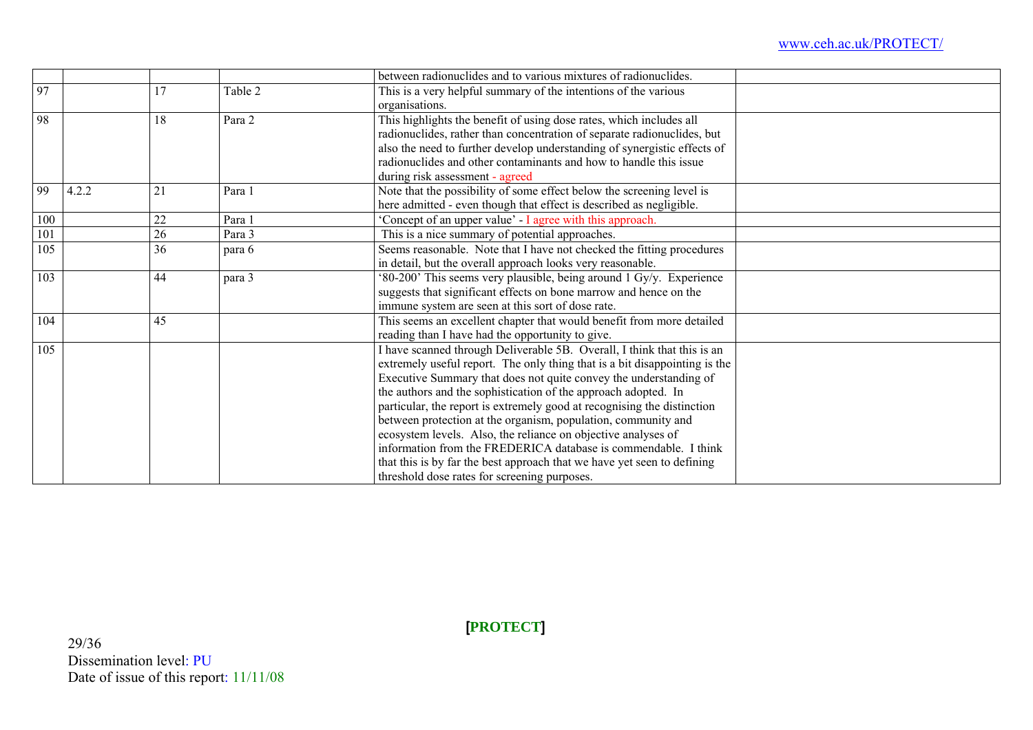|  |  |  |  |  |  |
|---|---|---|---|---|---|
|  |  |  |  | between radionuclides and to various mixtures of radionuclides. |  |
| 97 |  | 17 | Table 2 | This is a very helpful summary of the intentions of the various organisations. |  |
| 98 |  | 18 | Para 2 | This highlights the benefit of using dose rates, which includes all radionuclides, rather than concentration of separate radionuclides, but also the need to further develop understanding of synergistic effects of radionuclides and other contaminants and how to handle this issue during risk assessment - agreed |  |
| 99 | 4.2.2 | 21 | Para 1 | Note that the possibility of some effect below the screening level is here admitted - even though that effect is described as negligible. |  |
| 100 |  | 22 | Para 1 | 'Concept of an upper value' - I agree with this approach. |  |
| 101 |  | 26 | Para 3 | This is a nice summary of potential approaches. |  |
| 105 |  | 36 | para 6 | Seems reasonable. Note that I have not checked the fitting procedures in detail, but the overall approach looks very reasonable. |  |
| 103 |  | 44 | para 3 | '80-200' This seems very plausible, being around 1 Gy/y. Experience suggests that significant effects on bone marrow and hence on the immune system are seen at this sort of dose rate. |  |
| 104 |  | 45 |  | This seems an excellent chapter that would benefit from more detailed reading than I have had the opportunity to give. |  |
| 105 |  |  |  | I have scanned through Deliverable 5B. Overall, I think that this is an extremely useful report. The only thing that is a bit disappointing is the Executive Summary that does not quite convey the understanding of the authors and the sophistication of the approach adopted. In particular, the report is extremely good at recognising the distinction between protection at the organism, population, community and ecosystem levels. Also, the reliance on objective analyses of information from the FREDERICA database is commendable. I think that this is by far the best approach that we have yet seen to defining threshold dose rates for screening purposes. |  |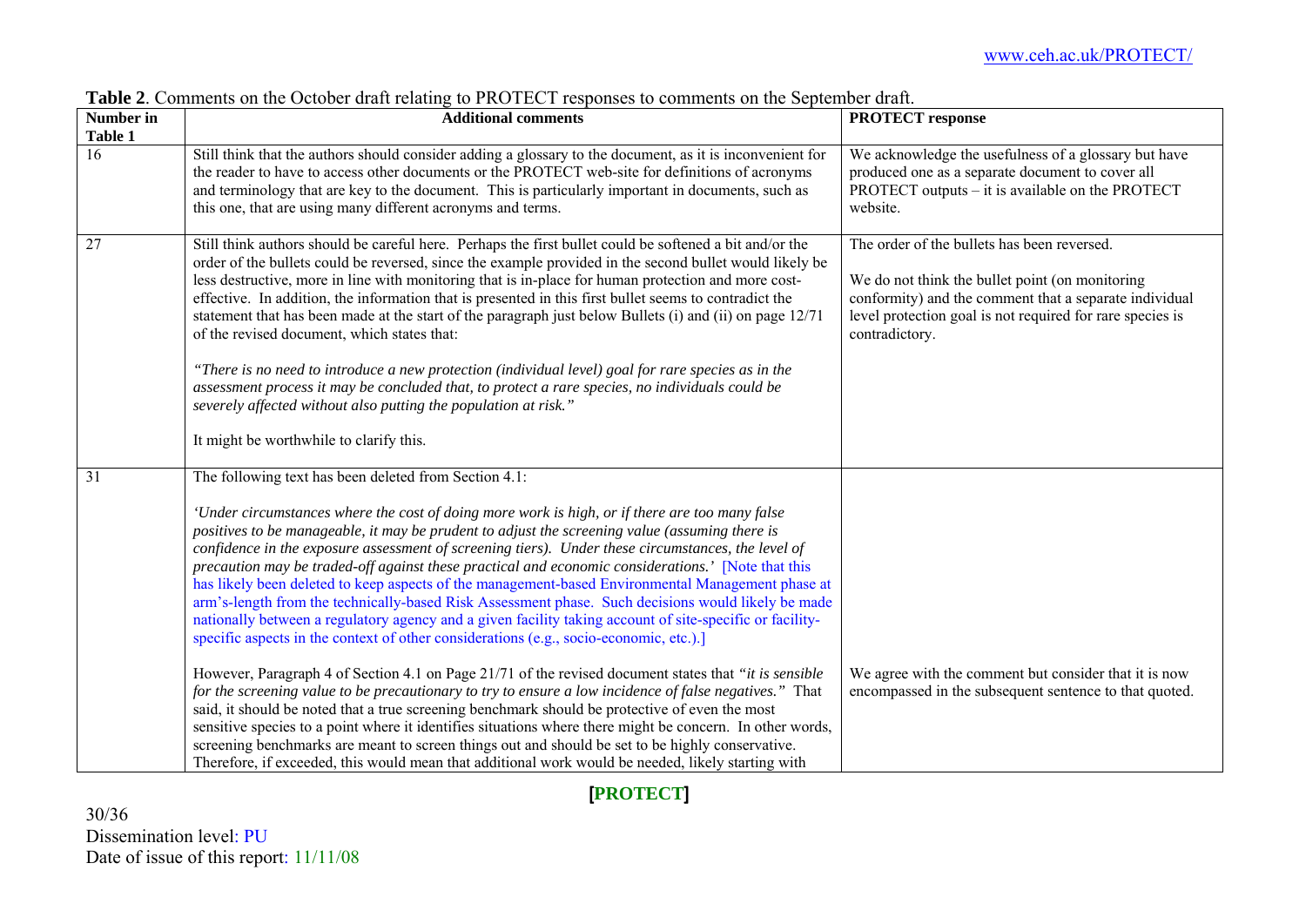**Table 2**. Comments on the October draft relating to PROTECT responses to comments on the September draft.

| Number in Table 1 | Additional comments | PROTECT response |
|---|---|---|
| 16 | Still think that the authors should consider adding a glossary to the document, as it is inconvenient for the reader to have to access other documents or the PROTECT web-site for definitions of acronyms and terminology that are key to the document. This is particularly important in documents, such as this one, that are using many different acronyms and terms. | We acknowledge the usefulness of a glossary but have produced one as a separate document to cover all PROTECT outputs – it is available on the PROTECT website. |
| 27 | Still think authors should be careful here. Perhaps the first bullet could be softened a bit and/or the order of the bullets could be reversed, since the example provided in the second bullet would likely be less destructive, more in line with monitoring that is in-place for human protection and more cost-effective. In addition, the information that is presented in this first bullet seems to contradict the statement that has been made at the start of the paragraph just below Bullets (i) and (ii) on page 12/71 of the revised document, which states that:<br><br>*"There is no need to introduce a new protection (individual level) goal for rare species as in the assessment process it may be concluded that, to protect a rare species, no individuals could be severely affected without also putting the population at risk."*<br><br>It might be worthwhile to clarify this. | The order of the bullets has been reversed.<br><br>We do not think the bullet point (on monitoring conformity) and the comment that a separate individual level protection goal is not required for rare species is contradictory. |
| 31 | The following text has been deleted from Section 4.1:<br><br>*'Under circumstances where the cost of doing more work is high, or if there are too many false positives to be manageable, it may be prudent to adjust the screening value (assuming there is confidence in the exposure assessment of screening tiers). Under these circumstances, the level of precaution may be traded-off against these practical and economic considerations.'* [Note that this has likely been deleted to keep aspects of the management-based Environmental Management phase at arm's-length from the technically-based Risk Assessment phase. Such decisions would likely be made nationally between a regulatory agency and a given facility taking account of site-specific or facility-specific aspects in the context of other considerations (e.g., socio-economic, etc.).]<br><br>However, Paragraph 4 of Section 4.1 on Page 21/71 of the revised document states that *"it is sensible for the screening value to be precautionary to try to ensure a low incidence of false negatives."* That said, it should be noted that a true screening benchmark should be protective of even the most sensitive species to a point where it identifies situations where there might be concern. In other words, screening benchmarks are meant to screen things out and should be set to be highly conservative. Therefore, if exceeded, this would mean that additional work would be needed, likely starting with | We agree with the comment but consider that it is now encompassed in the subsequent sentence to that quoted. |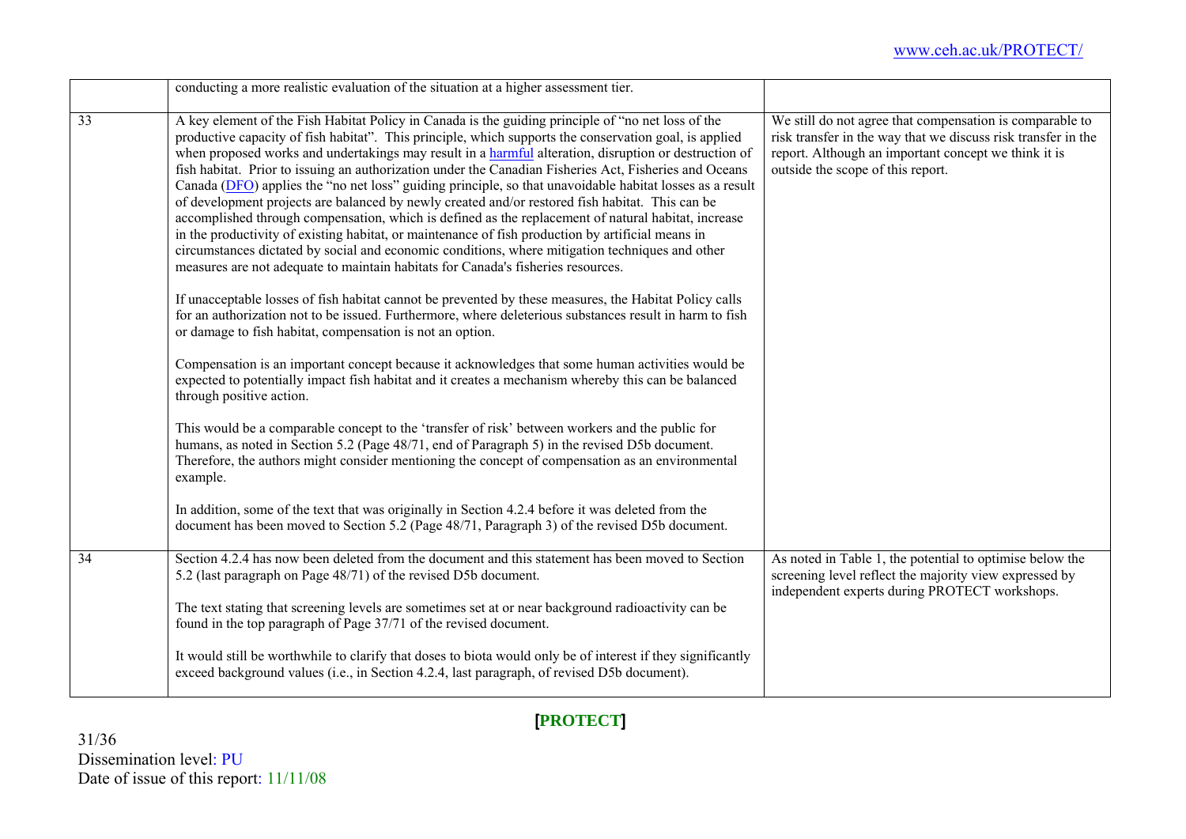| | | |
|---|---|---|
| | conducting a more realistic evaluation of the situation at a higher assessment tier. | |
| 33 | A key element of the Fish Habitat Policy in Canada is the guiding principle of "no net loss of the productive capacity of fish habitat". This principle, which supports the conservation goal, is applied when proposed works and undertakings may result in a harmful alteration, disruption or destruction of fish habitat. Prior to issuing an authorization under the Canadian Fisheries Act, Fisheries and Oceans Canada (DFO) applies the "no net loss" guiding principle, so that unavoidable habitat losses as a result of development projects are balanced by newly created and/or restored fish habitat. This can be accomplished through compensation, which is defined as the replacement of natural habitat, increase in the productivity of existing habitat, or maintenance of fish production by artificial means in circumstances dictated by social and economic conditions, where mitigation techniques and other measures are not adequate to maintain habitats for Canada's fisheries resources.<br><br>If unacceptable losses of fish habitat cannot be prevented by these measures, the Habitat Policy calls for an authorization not to be issued. Furthermore, where deleterious substances result in harm to fish or damage to fish habitat, compensation is not an option.<br><br>Compensation is an important concept because it acknowledges that some human activities would be expected to potentially impact fish habitat and it creates a mechanism whereby this can be balanced through positive action.<br><br>This would be a comparable concept to the 'transfer of risk' between workers and the public for humans, as noted in Section 5.2 (Page 48/71, end of Paragraph 5) in the revised D5b document. Therefore, the authors might consider mentioning the concept of compensation as an environmental example.<br><br>In addition, some of the text that was originally in Section 4.2.4 before it was deleted from the document has been moved to Section 5.2 (Page 48/71, Paragraph 3) of the revised D5b document. | We still do not agree that compensation is comparable to risk transfer in the way that we discuss risk transfer in the report. Although an important concept we think it is outside the scope of this report. |
| 34 | Section 4.2.4 has now been deleted from the document and this statement has been moved to Section 5.2 (last paragraph on Page 48/71) of the revised D5b document.<br><br>The text stating that screening levels are sometimes set at or near background radioactivity can be found in the top paragraph of Page 37/71 of the revised document.<br><br>It would still be worthwhile to clarify that doses to biota would only be of interest if they significantly exceed background values (i.e., in Section 4.2.4, last paragraph, of revised D5b document). | As noted in Table 1, the potential to optimise below the screening level reflect the majority view expressed by independent experts during PROTECT workshops. |

Dissemination level: PU
Date of issue of this report: 11/11/08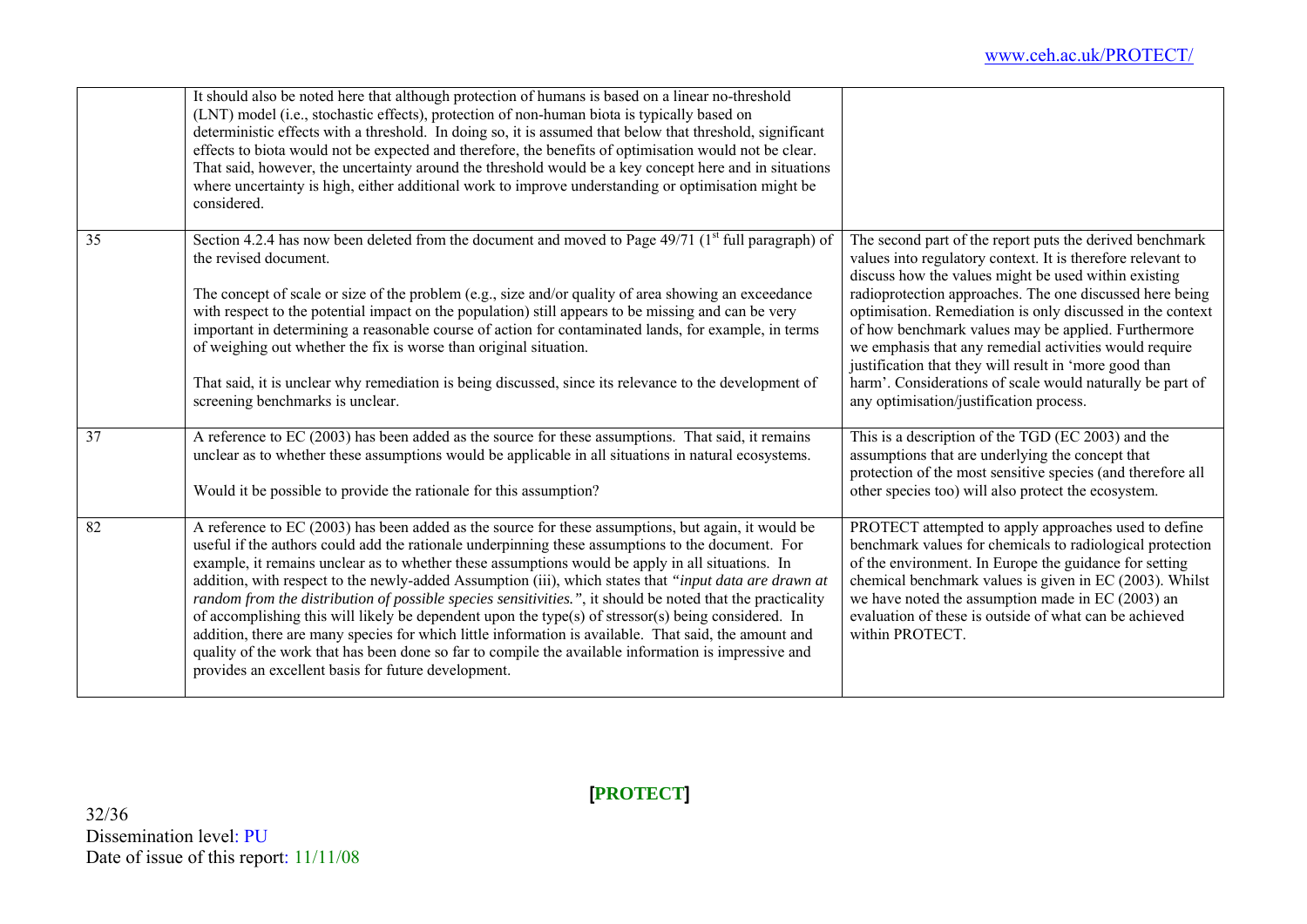| | | |
|---|---|---|
| | It should also be noted here that although protection of humans is based on a linear no-threshold (LNT) model (i.e., stochastic effects), protection of non-human biota is typically based on deterministic effects with a threshold. In doing so, it is assumed that below that threshold, significant effects to biota would not be expected and therefore, the benefits of optimisation would not be clear. That said, however, the uncertainty around the threshold would be a key concept here and in situations where uncertainty is high, either additional work to improve understanding or optimisation might be considered. | |
| 35 | Section 4.2.4 has now been deleted from the document and moved to Page 49/71 (1st full paragraph) of the revised document.<br><br>The concept of scale or size of the problem (e.g., size and/or quality of area showing an exceedance with respect to the potential impact on the population) still appears to be missing and can be very important in determining a reasonable course of action for contaminated lands, for example, in terms of weighing out whether the fix is worse than original situation.<br><br>That said, it is unclear why remediation is being discussed, since its relevance to the development of screening benchmarks is unclear. | The second part of the report puts the derived benchmark values into regulatory context. It is therefore relevant to discuss how the values might be used within existing radioprotection approaches. The one discussed here being optimisation. Remediation is only discussed in the context of how benchmark values may be applied. Furthermore we emphasis that any remedial activities would require justification that they will result in 'more good than harm'. Considerations of scale would naturally be part of any optimisation/justification process. |
| 37 | A reference to EC (2003) has been added as the source for these assumptions. That said, it remains unclear as to whether these assumptions would be applicable in all situations in natural ecosystems.<br><br>Would it be possible to provide the rationale for this assumption? | This is a description of the TGD (EC 2003) and the assumptions that are underlying the concept that protection of the most sensitive species (and therefore all other species too) will also protect the ecosystem. |
| 82 | A reference to EC (2003) has been added as the source for these assumptions, but again, it would be useful if the authors could add the rationale underpinning these assumptions to the document. For example, it remains unclear as to whether these assumptions would be apply in all situations. In addition, with respect to the newly-added Assumption (iii), which states that *"input data are drawn at random from the distribution of possible species sensitivities."*, it should be noted that the practicality of accomplishing this will likely be dependent upon the type(s) of stressor(s) being considered. In addition, there are many species for which little information is available. That said, the amount and quality of the work that has been done so far to compile the available information is impressive and provides an excellent basis for future development. | PROTECT attempted to apply approaches used to define benchmark values for chemicals to radiological protection of the environment. In Europe the guidance for setting chemical benchmark values is given in EC (2003). Whilst we have noted the assumption made in EC (2003) an evaluation of these is outside of what can be achieved within PROTECT. |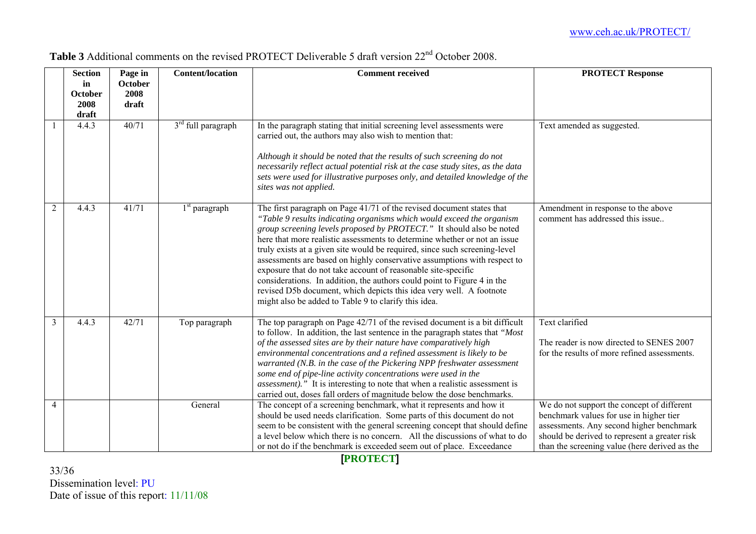**Table 3** Additional comments on the revised PROTECT Deliverable 5 draft version 22nd October 2008.

| | Section in October 2008 draft | Page in October 2008 draft | Content/location | Comment received | PROTECT Response |
|---|---|---|---|---|---|
| 1 | 4.4.3 | 40/71 | 3rd full paragraph | In the paragraph stating that initial screening level assessments were carried out, the authors may also wish to mention that: *Although it should be noted that the results of such screening do not necessarily reflect actual potential risk at the case study sites, as the data sets were used for illustrative purposes only, and detailed knowledge of the sites was not applied.* | Text amended as suggested. |
| 2 | 4.4.3 | 41/71 | 1st paragraph | The first paragraph on Page 41/71 of the revised document states that *"Table 9 results indicating organisms which would exceed the organism group screening levels proposed by PROTECT."* It should also be noted here that more realistic assessments to determine whether or not an issue truly exists at a given site would be required, since such screening-level assessments are based on highly conservative assumptions with respect to exposure that do not take account of reasonable site-specific considerations. In addition, the authors could point to Figure 4 in the revised D5b document, which depicts this idea very well. A footnote might also be added to Table 9 to clarify this idea. | Amendment in response to the above comment has addressed this issue.. |
| 3 | 4.4.3 | 42/71 | Top paragraph | The top paragraph on Page 42/71 of the revised document is a bit difficult to follow. In addition, the last sentence in the paragraph states that *"Most of the assessed sites are by their nature have comparatively high environmental concentrations and a refined assessment is likely to be warranted (N.B. in the case of the Pickering NPP freshwater assessment some end of pipe-line activity concentrations were used in the assessment)."* It is interesting to note that when a realistic assessment is carried out, doses fall orders of magnitude below the dose benchmarks. | Text clarified<br><br>The reader is now directed to SENES 2007 for the results of more refined assessments. |
| 4 | | | General | The concept of a screening benchmark, what it represents and how it should be used needs clarification. Some parts of this document do not seem to be consistent with the general screening concept that should define a level below which there is no concern. All the discussions of what to do or not do if the benchmark is exceeded seem out of place. Exceedance | We do not support the concept of different benchmark values for use in higher tier assessments. Any second higher benchmark should be derived to represent a greater risk than the screening value (here derived as the |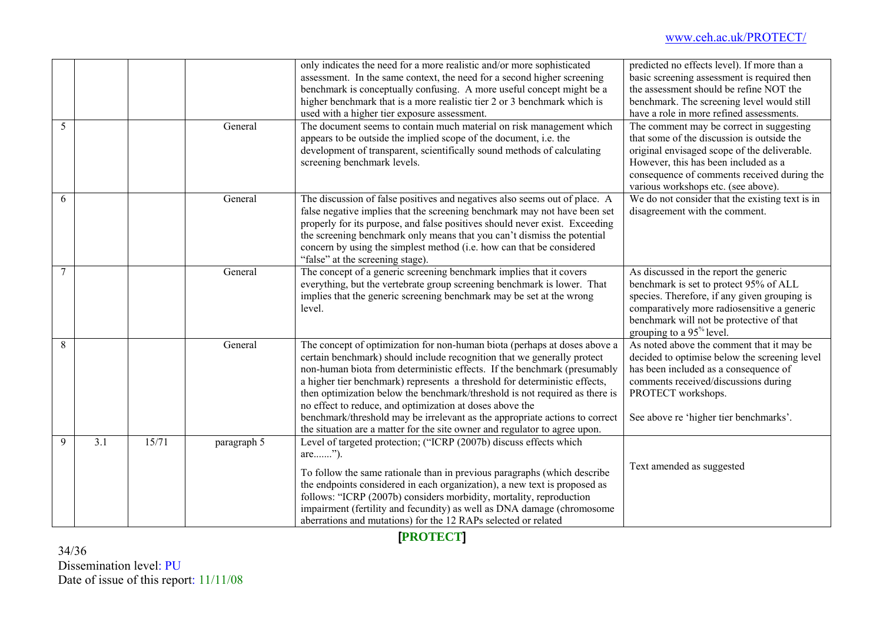| | | | | only indicates the need for a more realistic and/or more sophisticated assessment. In the same context, the need for a second higher screening benchmark is conceptually confusing. A more useful concept might be a higher benchmark that is a more realistic tier 2 or 3 benchmark which is used with a higher tier exposure assessment. | predicted no effects level). If more than a basic screening assessment is required then the assessment should be refine NOT the benchmark. The screening level would still have a role in more refined assessments. |
|---|---|---|---|---|---|
| 5 | | | General | The document seems to contain much material on risk management which appears to be outside the implied scope of the document, i.e. the development of transparent, scientifically sound methods of calculating screening benchmark levels. | The comment may be correct in suggesting that some of the discussion is outside the original envisaged scope of the deliverable. However, this has been included as a consequence of comments received during the various workshops etc. (see above). |
| 6 | | | General | The discussion of false positives and negatives also seems out of place. A false negative implies that the screening benchmark may not have been set properly for its purpose, and false positives should never exist. Exceeding the screening benchmark only means that you can't dismiss the potential concern by using the simplest method (i.e. how can that be considered "false" at the screening stage). | We do not consider that the existing text is in disagreement with the comment. |
| 7 | | | General | The concept of a generic screening benchmark implies that it covers everything, but the vertebrate group screening benchmark is lower. That implies that the generic screening benchmark may be set at the wrong level. | As discussed in the report the generic benchmark is set to protect 95% of ALL species. Therefore, if any given grouping is comparatively more radiosensitive a generic benchmark will not be protective of that grouping to a 95% level. |
| 8 | | | General | The concept of optimization for non-human biota (perhaps at doses above a certain benchmark) should include recognition that we generally protect non-human biota from deterministic effects. If the benchmark (presumably a higher tier benchmark) represents a threshold for deterministic effects, then optimization below the benchmark/threshold is not required as there is no effect to reduce, and optimization at doses above the benchmark/threshold may be irrelevant as the appropriate actions to correct the situation are a matter for the site owner and regulator to agree upon. | As noted above the comment that it may be decided to optimise below the screening level has been included as a consequence of comments received/discussions during PROTECT workshops.<br><br>See above re 'higher tier benchmarks'. |
| 9 | 3.1 | 15/71 | paragraph 5 | Level of targeted protection; ("ICRP (2007b) discuss effects which are.......").<br><br>To follow the same rationale than in previous paragraphs (which describe the endpoints considered in each organization), a new text is proposed as follows: "ICRP (2007b) considers morbidity, mortality, reproduction impairment (fertility and fecundity) as well as DNA damage (chromosome aberrations and mutations) for the 12 RAPs selected or related | Text amended as suggested |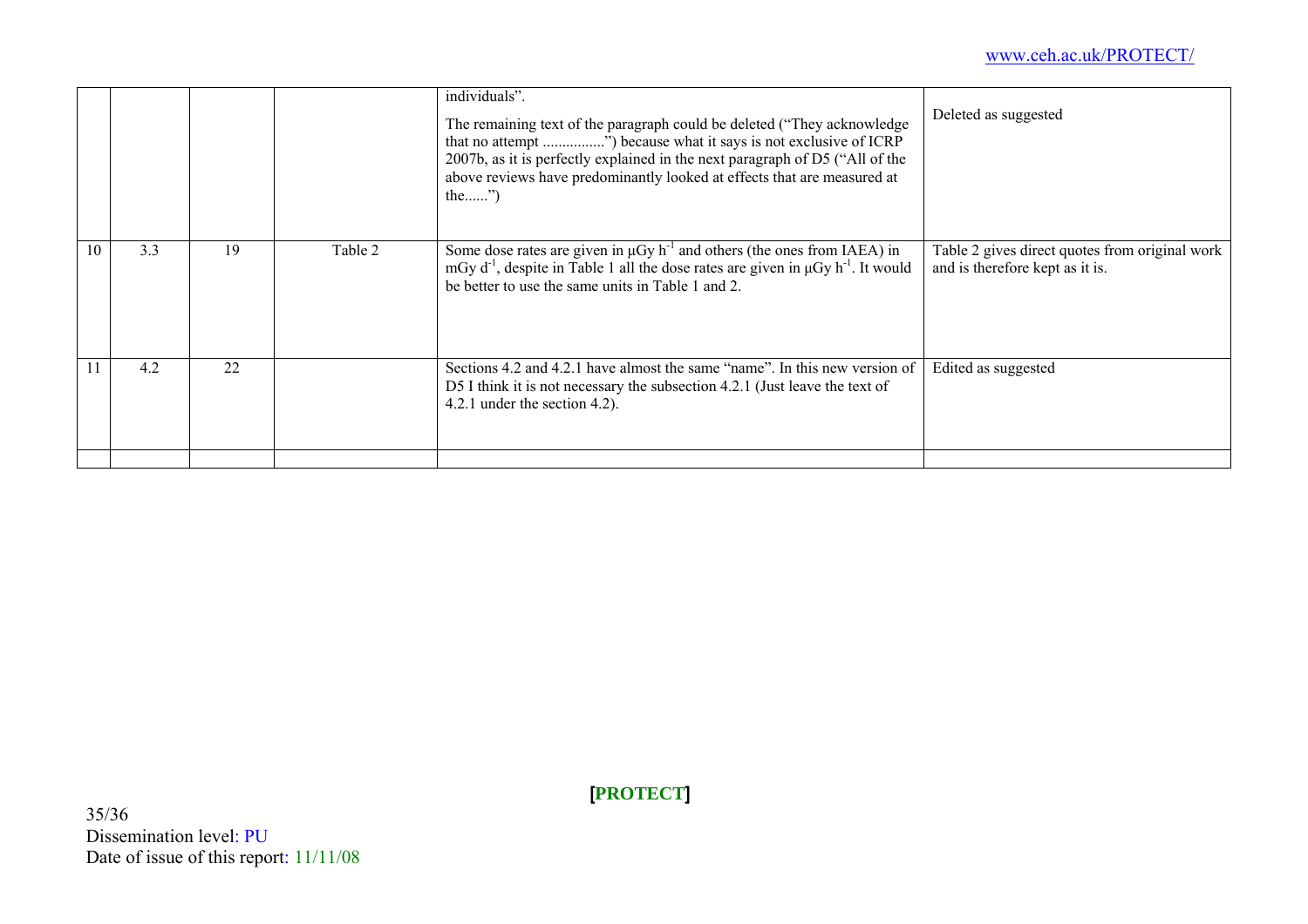| | | | | | |
|---|---|---|---|---|---|
| | | | | individuals”.<br><br>The remaining text of the paragraph could be deleted (“They acknowledge that no attempt ................”) because what it says is not exclusive of ICRP 2007b, as it is perfectly explained in the next paragraph of D5 (“All of the above reviews have predominantly looked at effects that are measured at the......”) | Deleted as suggested |
| 10 | 3.3 | 19 | Table 2 | Some dose rates are given in μGy $h^{-1}$ and others (the ones from IAEA) in mGy $d^{-1}$, despite in Table 1 all the dose rates are given in μGy $h^{-1}$. It would be better to use the same units in Table 1 and 2. | Table 2 gives direct quotes from original work and is therefore kept as it is. |
| 11 | 4.2 | 22 | | Sections 4.2 and 4.2.1 have almost the same “name”. In this new version of D5 I think it is not necessary the subsection 4.2.1 (Just leave the text of 4.2.1 under the section 4.2). | Edited as suggested |
| | | | | | |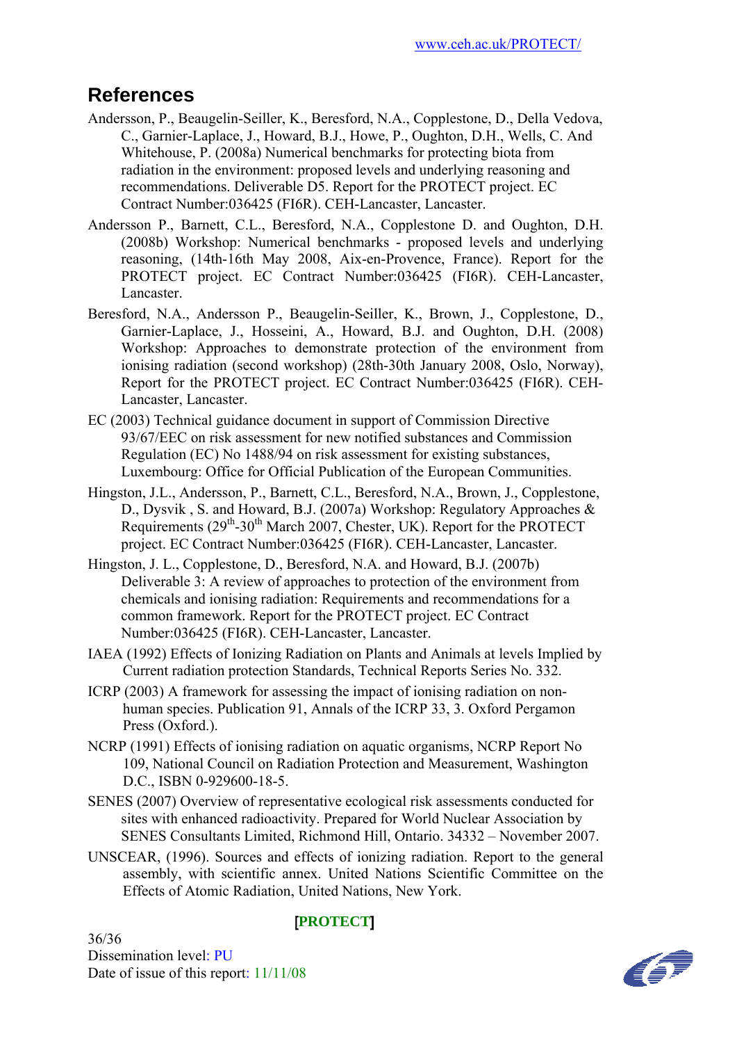## References

Andersson, P., Beaugelin-Seiller, K., Beresford, N.A., Copplestone, D., Della Vedova, C., Garnier-Laplace, J., Howard, B.J., Howe, P., Oughton, D.H., Wells, C. And Whitehouse, P. (2008a) Numerical benchmarks for protecting biota from radiation in the environment: proposed levels and underlying reasoning and recommendations. Deliverable D5. Report for the PROTECT project. EC Contract Number:036425 (FI6R). CEH-Lancaster, Lancaster.

Andersson P., Barnett, C.L., Beresford, N.A., Copplestone D. and Oughton, D.H. (2008b) Workshop: Numerical benchmarks - proposed levels and underlying reasoning, (14th-16th May 2008, Aix-en-Provence, France). Report for the PROTECT project. EC Contract Number:036425 (FI6R). CEH-Lancaster, Lancaster.

Beresford, N.A., Andersson P., Beaugelin-Seiller, K., Brown, J., Copplestone, D., Garnier-Laplace, J., Hosseini, A., Howard, B.J. and Oughton, D.H. (2008) Workshop: Approaches to demonstrate protection of the environment from ionising radiation (second workshop) (28th-30th January 2008, Oslo, Norway), Report for the PROTECT project. EC Contract Number:036425 (FI6R). CEH-Lancaster, Lancaster.

EC (2003) Technical guidance document in support of Commission Directive 93/67/EEC on risk assessment for new notified substances and Commission Regulation (EC) No 1488/94 on risk assessment for existing substances, Luxembourg: Office for Official Publication of the European Communities.

Hingston, J.L., Andersson, P., Barnett, C.L., Beresford, N.A., Brown, J., Copplestone, D., Dysvik , S. and Howard, B.J. (2007a) Workshop: Regulatory Approaches & Requirements (29th-30th March 2007, Chester, UK). Report for the PROTECT project. EC Contract Number:036425 (FI6R). CEH-Lancaster, Lancaster.

Hingston, J. L., Copplestone, D., Beresford, N.A. and Howard, B.J. (2007b) Deliverable 3: A review of approaches to protection of the environment from chemicals and ionising radiation: Requirements and recommendations for a common framework. Report for the PROTECT project. EC Contract Number:036425 (FI6R). CEH-Lancaster, Lancaster.

IAEA (1992) Effects of Ionizing Radiation on Plants and Animals at levels Implied by Current radiation protection Standards, Technical Reports Series No. 332.

ICRP (2003) A framework for assessing the impact of ionising radiation on non-human species. Publication 91, Annals of the ICRP 33, 3. Oxford Pergamon Press (Oxford.).

NCRP (1991) Effects of ionising radiation on aquatic organisms, NCRP Report No 109, National Council on Radiation Protection and Measurement, Washington D.C., ISBN 0-929600-18-5.

SENES (2007) Overview of representative ecological risk assessments conducted for sites with enhanced radioactivity. Prepared for World Nuclear Association by SENES Consultants Limited, Richmond Hill, Ontario. 34332 – November 2007.

UNSCEAR, (1996). Sources and effects of ionizing radiation. Report to the general assembly, with scientific annex. United Nations Scientific Committee on the Effects of Atomic Radiation, United Nations, New York.